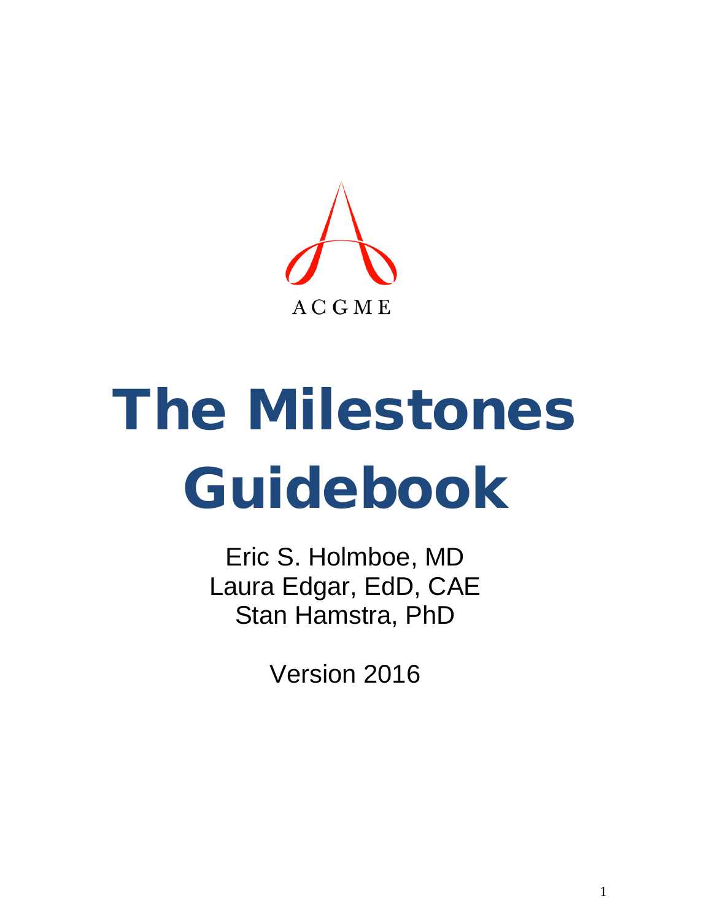ACGME

# The Milestones Guidebook

Eric S. Holmboe, MD
Laura Edgar, EdD, CAE
Stan Hamstra, PhD

Version 2016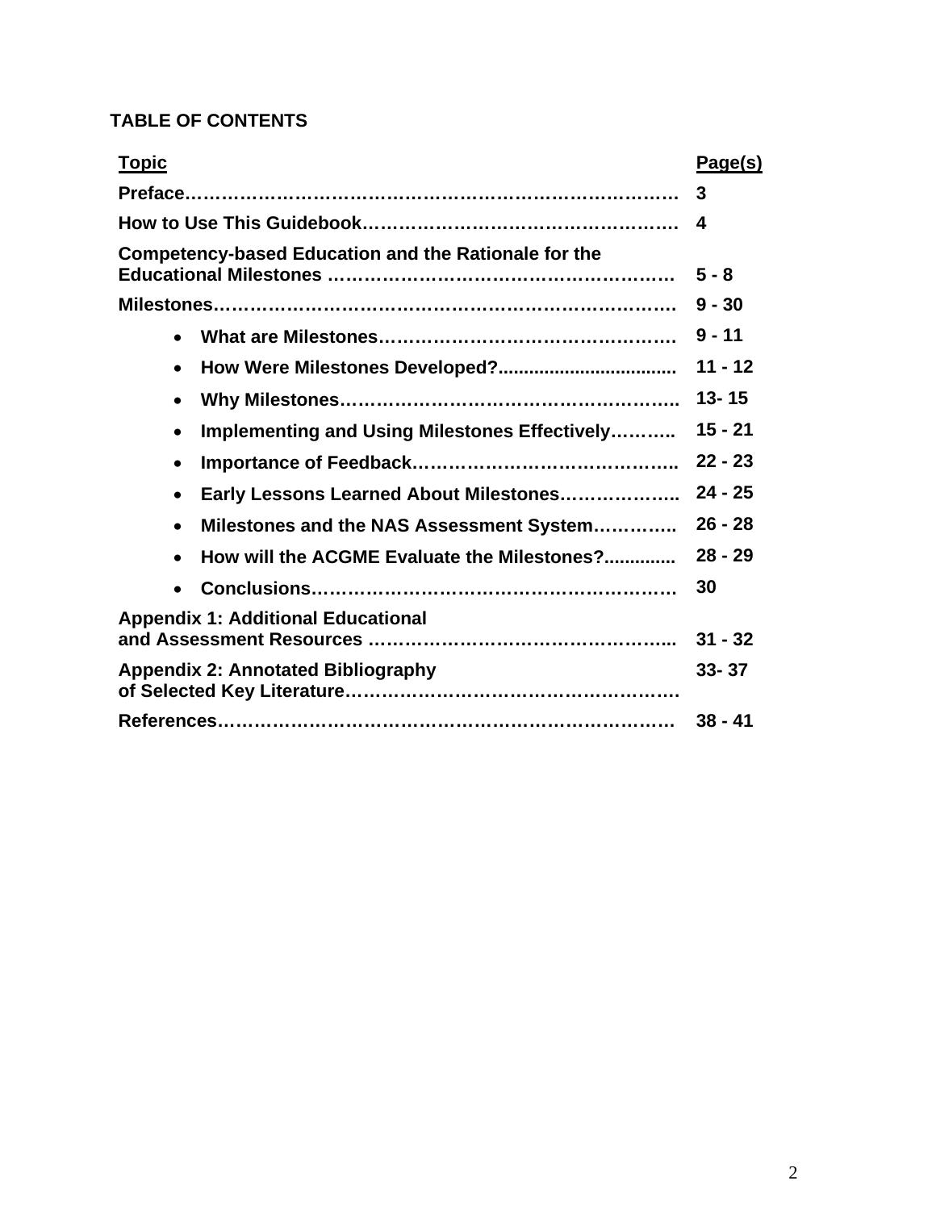**TABLE OF CONTENTS**

| Topic | Page(s) |
|---|---|
| **Preface** | **3** |
| **How to Use This Guidebook** | **4** |
| **Competency-based Education and the Rationale for the Educational Milestones** | **5 - 8** |
| **Milestones** | **9 - 30** |
| • **What are Milestones** | **9 - 11** |
| • **How Were Milestones Developed?** | **11 - 12** |
| • **Why Milestones** | **13- 15** |
| • **Implementing and Using Milestones Effectively** | **15 - 21** |
| • **Importance of Feedback** | **22 - 23** |
| • **Early Lessons Learned About Milestones** | **24 - 25** |
| • **Milestones and the NAS Assessment System** | **26 - 28** |
| • **How will the ACGME Evaluate the Milestones?** | **28 - 29** |
| • **Conclusions** | **30** |
| **Appendix 1: Additional Educational and Assessment Resources** | **31 - 32** |
| **Appendix 2: Annotated Bibliography of Selected Key Literature** | **33- 37** |
| **References** | **38 - 41** |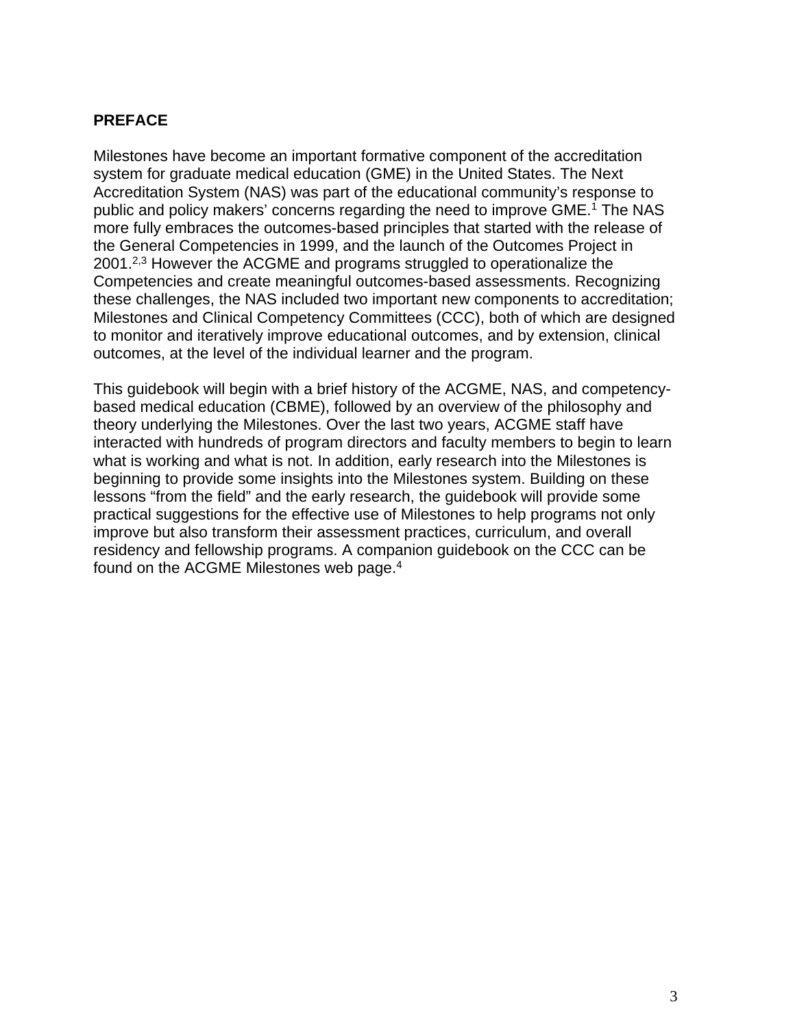## PREFACE

Milestones have become an important formative component of the accreditation system for graduate medical education (GME) in the United States. The Next Accreditation System (NAS) was part of the educational community's response to public and policy makers' concerns regarding the need to improve GME.[1] The NAS more fully embraces the outcomes-based principles that started with the release of the General Competencies in 1999, and the launch of the Outcomes Project in 2001.[2,3] However the ACGME and programs struggled to operationalize the Competencies and create meaningful outcomes-based assessments. Recognizing these challenges, the NAS included two important new components to accreditation; Milestones and Clinical Competency Committees (CCC), both of which are designed to monitor and iteratively improve educational outcomes, and by extension, clinical outcomes, at the level of the individual learner and the program.

This guidebook will begin with a brief history of the ACGME, NAS, and competency-based medical education (CBME), followed by an overview of the philosophy and theory underlying the Milestones. Over the last two years, ACGME staff have interacted with hundreds of program directors and faculty members to begin to learn what is working and what is not. In addition, early research into the Milestones is beginning to provide some insights into the Milestones system. Building on these lessons "from the field" and the early research, the guidebook will provide some practical suggestions for the effective use of Milestones to help programs not only improve but also transform their assessment practices, curriculum, and overall residency and fellowship programs. A companion guidebook on the CCC can be found on the ACGME Milestones web page.[4]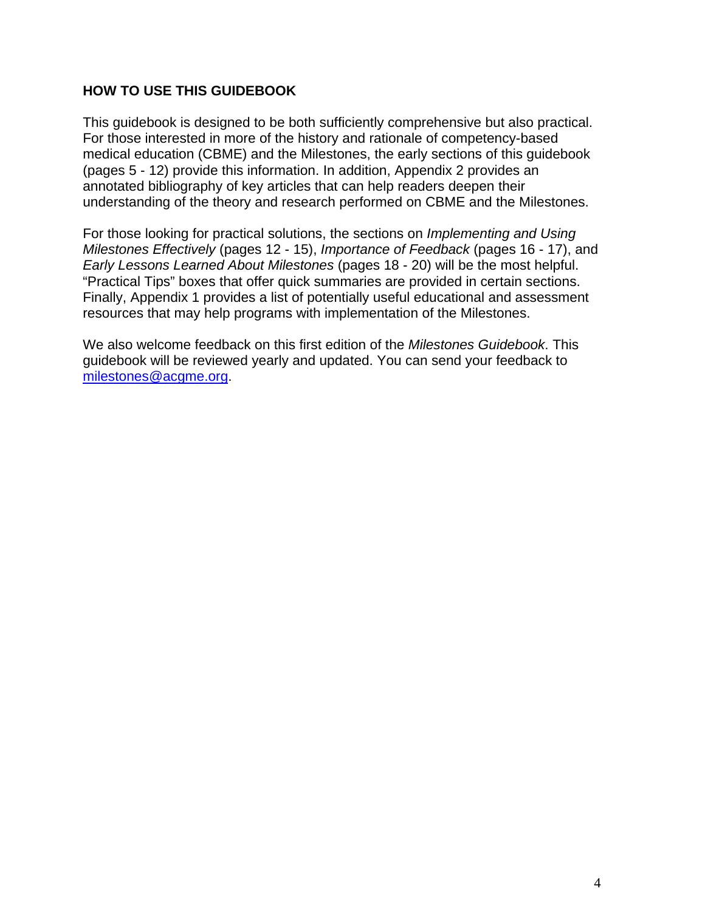## HOW TO USE THIS GUIDEBOOK

This guidebook is designed to be both sufficiently comprehensive but also practical. For those interested in more of the history and rationale of competency-based medical education (CBME) and the Milestones, the early sections of this guidebook (pages 5 - 12) provide this information. In addition, Appendix 2 provides an annotated bibliography of key articles that can help readers deepen their understanding of the theory and research performed on CBME and the Milestones.

For those looking for practical solutions, the sections on *Implementing and Using Milestones Effectively* (pages 12 - 15), *Importance of Feedback* (pages 16 - 17), and *Early Lessons Learned About Milestones* (pages 18 - 20) will be the most helpful. "Practical Tips" boxes that offer quick summaries are provided in certain sections. Finally, Appendix 1 provides a list of potentially useful educational and assessment resources that may help programs with implementation of the Milestones.

We also welcome feedback on this first edition of the *Milestones Guidebook*. This guidebook will be reviewed yearly and updated. You can send your feedback to milestones@acgme.org.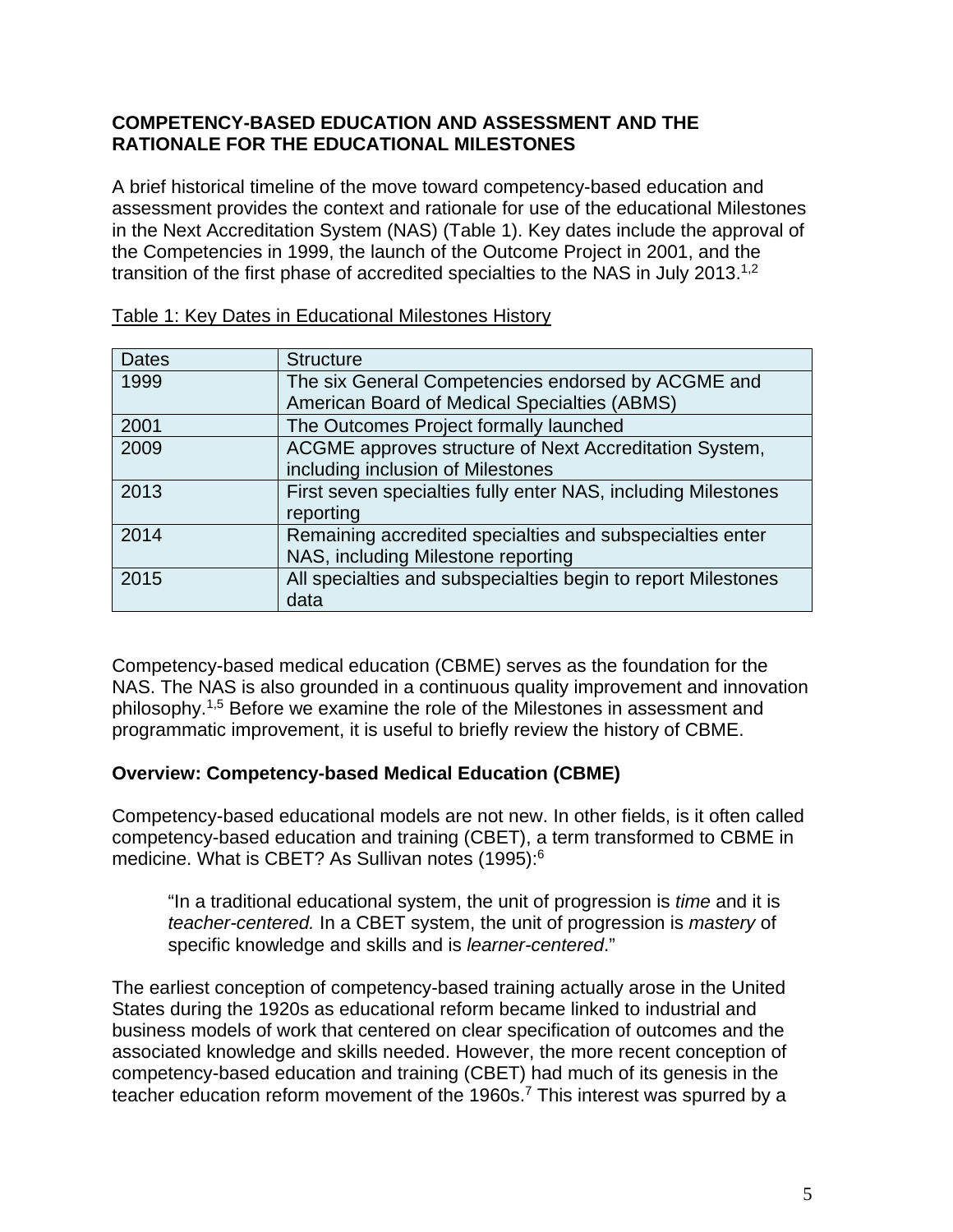**COMPETENCY-BASED EDUCATION AND ASSESSMENT AND THE RATIONALE FOR THE EDUCATIONAL MILESTONES**

A brief historical timeline of the move toward competency-based education and assessment provides the context and rationale for use of the educational Milestones in the Next Accreditation System (NAS) (Table 1). Key dates include the approval of the Competencies in 1999, the launch of the Outcome Project in 2001, and the transition of the first phase of accredited specialties to the NAS in July 2013.[1,2]

Table 1: Key Dates in Educational Milestones History

| Dates | Structure |
|---|---|
| 1999 | The six General Competencies endorsed by ACGME and American Board of Medical Specialties (ABMS) |
| 2001 | The Outcomes Project formally launched |
| 2009 | ACGME approves structure of Next Accreditation System, including inclusion of Milestones |
| 2013 | First seven specialties fully enter NAS, including Milestones reporting |
| 2014 | Remaining accredited specialties and subspecialties enter NAS, including Milestone reporting |
| 2015 | All specialties and subspecialties begin to report Milestones data |

Competency-based medical education (CBME) serves as the foundation for the NAS. The NAS is also grounded in a continuous quality improvement and innovation philosophy.[1,5] Before we examine the role of the Milestones in assessment and programmatic improvement, it is useful to briefly review the history of CBME.

**Overview: Competency-based Medical Education (CBME)**

Competency-based educational models are not new. In other fields, is it often called competency-based education and training (CBET), a term transformed to CBME in medicine. What is CBET? As Sullivan notes (1995):[6]

> "In a traditional educational system, the unit of progression is *time* and it is *teacher-centered.* In a CBET system, the unit of progression is *mastery* of specific knowledge and skills and is *learner-centered*."

The earliest conception of competency-based training actually arose in the United States during the 1920s as educational reform became linked to industrial and business models of work that centered on clear specification of outcomes and the associated knowledge and skills needed. However, the more recent conception of competency-based education and training (CBET) had much of its genesis in the teacher education reform movement of the 1960s.[7] This interest was spurred by a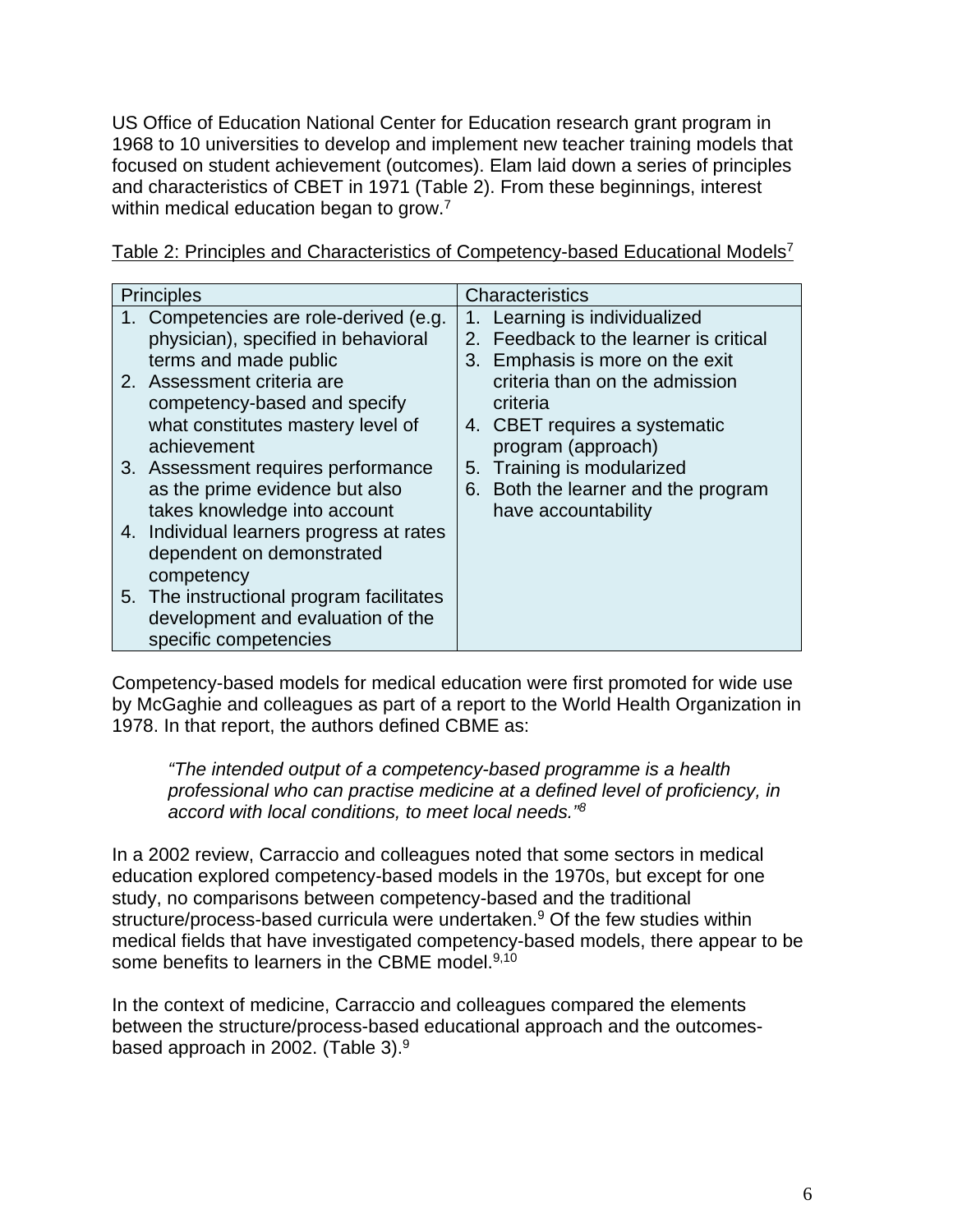US Office of Education National Center for Education research grant program in 1968 to 10 universities to develop and implement new teacher training models that focused on student achievement (outcomes). Elam laid down a series of principles and characteristics of CBET in 1971 (Table 2). From these beginnings, interest within medical education began to grow.[7]

Table 2: Principles and Characteristics of Competency-based Educational Models[7]

| Principles | Characteristics |
| --- | --- |
| 1. Competencies are role-derived (e.g. physician), specified in behavioral terms and made public<br>2. Assessment criteria are competency-based and specify what constitutes mastery level of achievement<br>3. Assessment requires performance as the prime evidence but also takes knowledge into account<br>4. Individual learners progress at rates dependent on demonstrated competency<br>5. The instructional program facilitates development and evaluation of the specific competencies | 1. Learning is individualized<br>2. Feedback to the learner is critical<br>3. Emphasis is more on the exit criteria than on the admission criteria<br>4. CBET requires a systematic program (approach)<br>5. Training is modularized<br>6. Both the learner and the program have accountability |

Competency-based models for medical education were first promoted for wide use by McGaghie and colleagues as part of a report to the World Health Organization in 1978. In that report, the authors defined CBME as:

> *"The intended output of a competency-based programme is a health professional who can practise medicine at a defined level of proficiency, in accord with local conditions, to meet local needs."*[8]

In a 2002 review, Carraccio and colleagues noted that some sectors in medical education explored competency-based models in the 1970s, but except for one study, no comparisons between competency-based and the traditional structure/process-based curricula were undertaken.[9] Of the few studies within medical fields that have investigated competency-based models, there appear to be some benefits to learners in the CBME model.[9,10]

In the context of medicine, Carraccio and colleagues compared the elements between the structure/process-based educational approach and the outcomes-based approach in 2002. (Table 3).[9]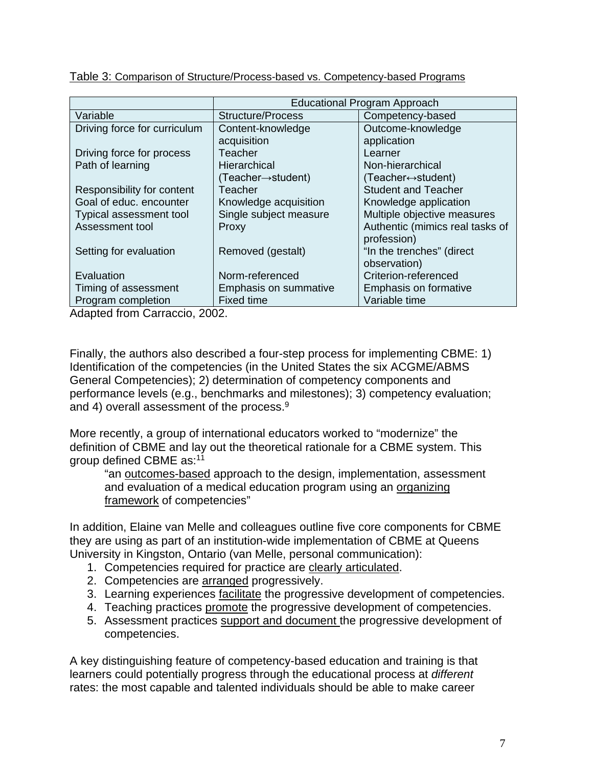Table 3: Comparison of Structure/Process-based vs. Competency-based Programs

| | Educational Program Approach | |
|---|---|---|
| Variable | Structure/Process | Competency-based |
| Driving force for curriculum | Content-knowledge acquisition | Outcome-knowledge application |
| Driving force for process | Teacher | Learner |
| Path of learning | Hierarchical (Teacher→student) | Non-hierarchical (Teacher↔student) |
| Responsibility for content | Teacher | Student and Teacher |
| Goal of educ. encounter | Knowledge acquisition | Knowledge application |
| Typical assessment tool | Single subject measure | Multiple objective measures |
| Assessment tool | Proxy | Authentic (mimics real tasks of profession) |
| Setting for evaluation | Removed (gestalt) | "In the trenches" (direct observation) |
| Evaluation | Norm-referenced | Criterion-referenced |
| Timing of assessment | Emphasis on summative | Emphasis on formative |
| Program completion | Fixed time | Variable time |

Adapted from Carraccio, 2002.

Finally, the authors also described a four-step process for implementing CBME: 1) Identification of the competencies (in the United States the six ACGME/ABMS General Competencies); 2) determination of competency components and performance levels (e.g., benchmarks and milestones); 3) competency evaluation; and 4) overall assessment of the process.[9]

More recently, a group of international educators worked to "modernize" the definition of CBME and lay out the theoretical rationale for a CBME system. This group defined CBME as:[11]

> "an outcomes-based approach to the design, implementation, assessment and evaluation of a medical education program using an organizing framework of competencies"

In addition, Elaine van Melle and colleagues outline five core components for CBME they are using as part of an institution-wide implementation of CBME at Queens University in Kingston, Ontario (van Melle, personal communication):

1. Competencies required for practice are clearly articulated.
2. Competencies are arranged progressively.
3. Learning experiences facilitate the progressive development of competencies.
4. Teaching practices promote the progressive development of competencies.
5. Assessment practices support and document the progressive development of competencies.

A key distinguishing feature of competency-based education and training is that learners could potentially progress through the educational process at *different* rates: the most capable and talented individuals should be able to make career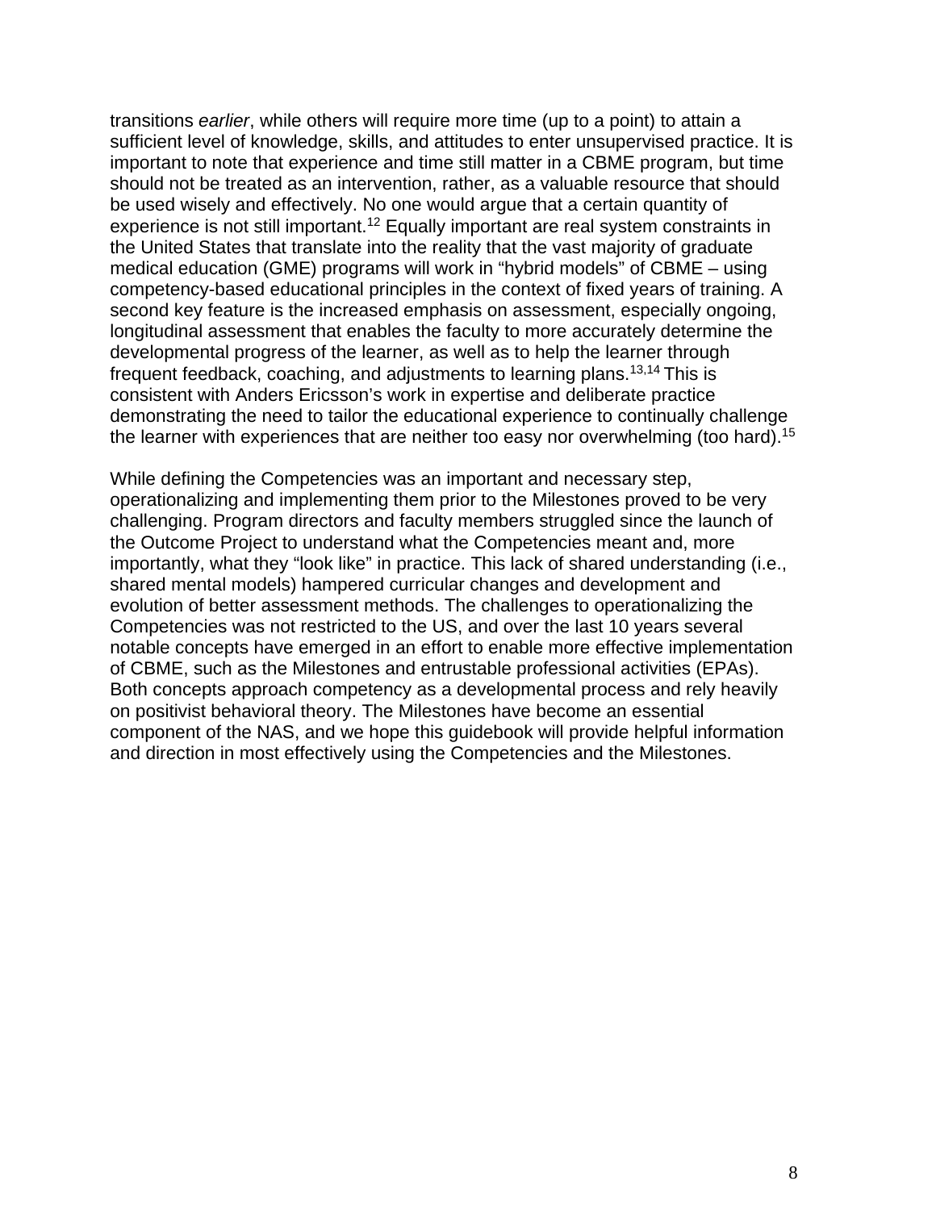transitions *earlier*, while others will require more time (up to a point) to attain a sufficient level of knowledge, skills, and attitudes to enter unsupervised practice. It is important to note that experience and time still matter in a CBME program, but time should not be treated as an intervention, rather, as a valuable resource that should be used wisely and effectively. No one would argue that a certain quantity of experience is not still important.[12] Equally important are real system constraints in the United States that translate into the reality that the vast majority of graduate medical education (GME) programs will work in "hybrid models" of CBME – using competency-based educational principles in the context of fixed years of training. A second key feature is the increased emphasis on assessment, especially ongoing, longitudinal assessment that enables the faculty to more accurately determine the developmental progress of the learner, as well as to help the learner through frequent feedback, coaching, and adjustments to learning plans.[13,14] This is consistent with Anders Ericsson's work in expertise and deliberate practice demonstrating the need to tailor the educational experience to continually challenge the learner with experiences that are neither too easy nor overwhelming (too hard).[15]

While defining the Competencies was an important and necessary step, operationalizing and implementing them prior to the Milestones proved to be very challenging. Program directors and faculty members struggled since the launch of the Outcome Project to understand what the Competencies meant and, more importantly, what they "look like" in practice. This lack of shared understanding (i.e., shared mental models) hampered curricular changes and development and evolution of better assessment methods. The challenges to operationalizing the Competencies was not restricted to the US, and over the last 10 years several notable concepts have emerged in an effort to enable more effective implementation of CBME, such as the Milestones and entrustable professional activities (EPAs). Both concepts approach competency as a developmental process and rely heavily on positivist behavioral theory. The Milestones have become an essential component of the NAS, and we hope this guidebook will provide helpful information and direction in most effectively using the Competencies and the Milestones.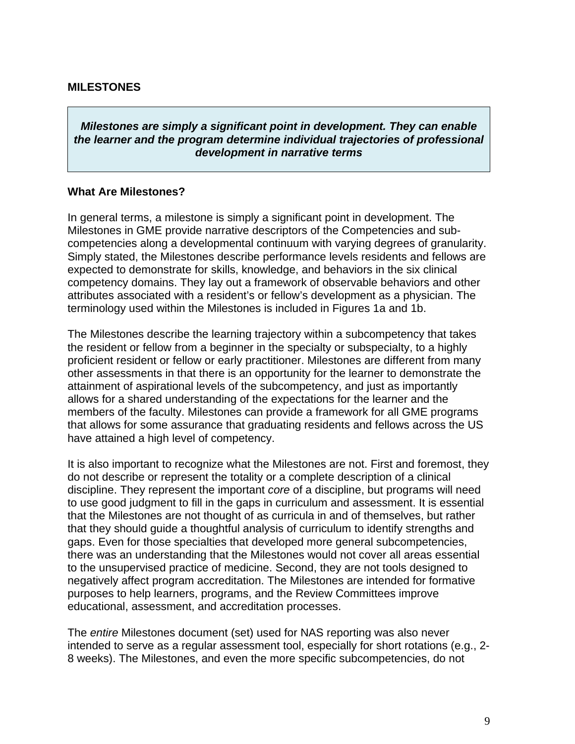## MILESTONES

> ***Milestones are simply a significant point in development. They can enable the learner and the program determine individual trajectories of professional development in narrative terms***

### What Are Milestones?

In general terms, a milestone is simply a significant point in development. The Milestones in GME provide narrative descriptors of the Competencies and sub-competencies along a developmental continuum with varying degrees of granularity. Simply stated, the Milestones describe performance levels residents and fellows are expected to demonstrate for skills, knowledge, and behaviors in the six clinical competency domains. They lay out a framework of observable behaviors and other attributes associated with a resident's or fellow's development as a physician. The terminology used within the Milestones is included in Figures 1a and 1b.

The Milestones describe the learning trajectory within a subcompetency that takes the resident or fellow from a beginner in the specialty or subspecialty, to a highly proficient resident or fellow or early practitioner. Milestones are different from many other assessments in that there is an opportunity for the learner to demonstrate the attainment of aspirational levels of the subcompetency, and just as importantly allows for a shared understanding of the expectations for the learner and the members of the faculty. Milestones can provide a framework for all GME programs that allows for some assurance that graduating residents and fellows across the US have attained a high level of competency.

It is also important to recognize what the Milestones are not. First and foremost, they do not describe or represent the totality or a complete description of a clinical discipline. They represent the important *core* of a discipline, but programs will need to use good judgment to fill in the gaps in curriculum and assessment. It is essential that the Milestones are not thought of as curricula in and of themselves, but rather that they should guide a thoughtful analysis of curriculum to identify strengths and gaps. Even for those specialties that developed more general subcompetencies, there was an understanding that the Milestones would not cover all areas essential to the unsupervised practice of medicine. Second, they are not tools designed to negatively affect program accreditation. The Milestones are intended for formative purposes to help learners, programs, and the Review Committees improve educational, assessment, and accreditation processes.

The *entire* Milestones document (set) used for NAS reporting was also never intended to serve as a regular assessment tool, especially for short rotations (e.g., 2-8 weeks). The Milestones, and even the more specific subcompetencies, do not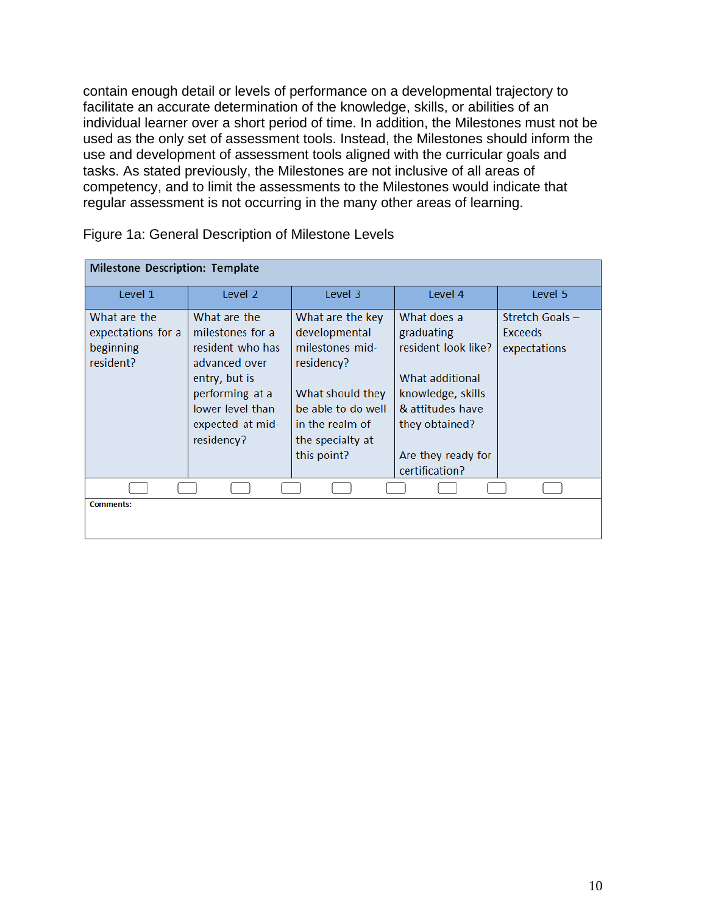contain enough detail or levels of performance on a developmental trajectory to facilitate an accurate determination of the knowledge, skills, or abilities of an individual learner over a short period of time. In addition, the Milestones must not be used as the only set of assessment tools. Instead, the Milestones should inform the use and development of assessment tools aligned with the curricular goals and tasks. As stated previously, the Milestones are not inclusive of all areas of competency, and to limit the assessments to the Milestones would indicate that regular assessment is not occurring in the many other areas of learning.

Figure 1a: General Description of Milestone Levels

| **Milestone Description: Template** | | | | |
|---|---|---|---|---|
| Level 1 | Level 2 | Level 3 | Level 4 | Level 5 |
| What are the expectations for a beginning resident? | What are the milestones for a resident who has advanced over entry, but is performing at a lower level than expected at mid-residency? | What are the key developmental milestones mid-residency?<br><br>What should they be able to do well in the realm of the specialty at this point? | What does a graduating resident look like?<br><br>What additional knowledge, skills & attitudes have they obtained?<br><br>Are they ready for certification? | Stretch Goals – Exceeds expectations |
| ☐ | ☐ ☐ | ☐ ☐ | ☐ ☐ | ☐ ☐ |
| **Comments:** | | | | |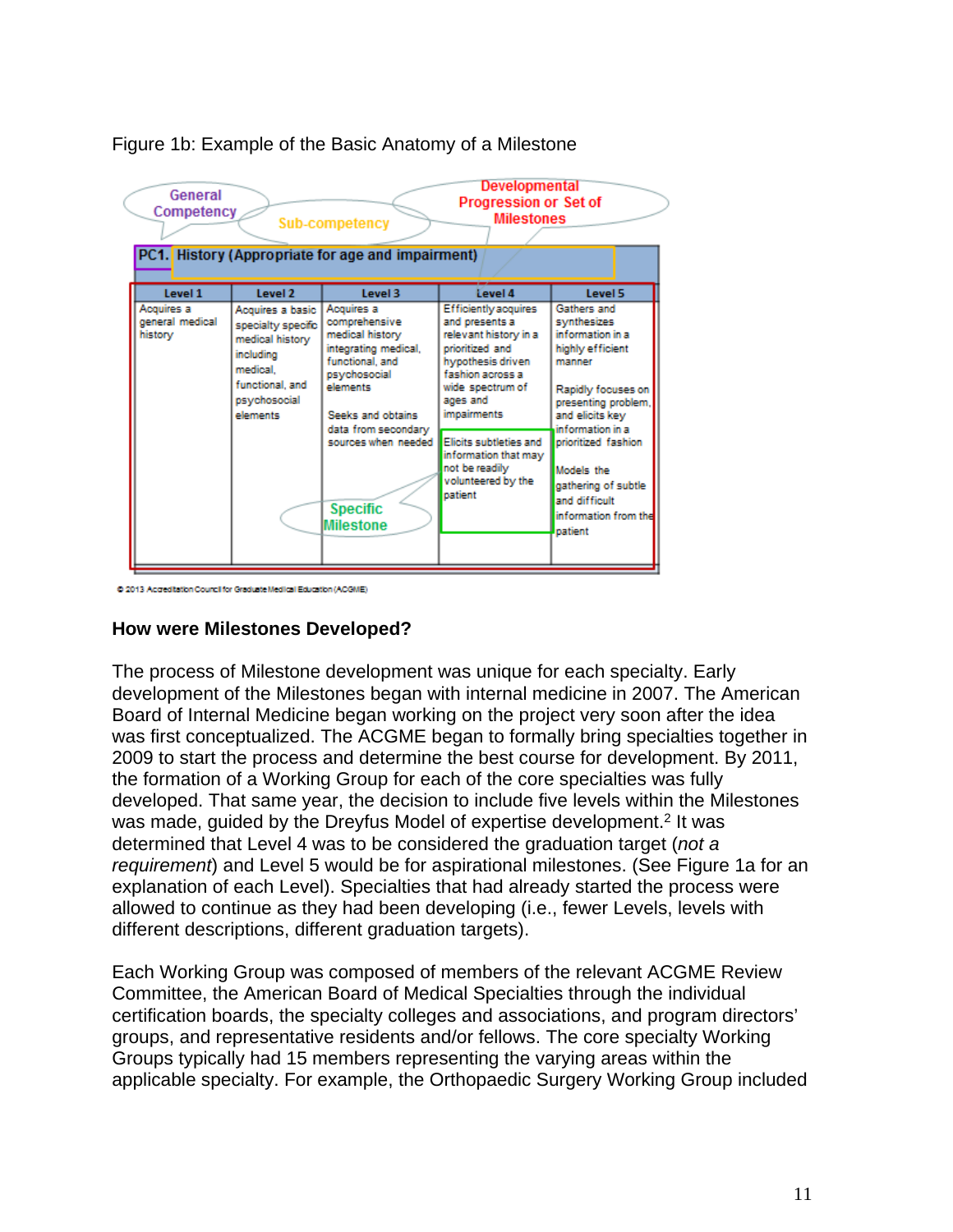Figure 1b: Example of the Basic Anatomy of a Milestone

| PC1. History (Appropriate for age and impairment) | | | | |
|---|---|---|---|---|
| **Level 1** | **Level 2** | **Level 3** | **Level 4** | **Level 5** |
| Acquires a general medical history | Acquires a basic specialty specific medical history including medical, functional, and psychosocial elements | Acquires a comprehensive medical history integrating medical, functional, and psychosocial elements<br><br>Seeks and obtains data from secondary sources when needed | Efficiently acquires and presents a relevant history in a prioritized and hypothesis driven fashion across a wide spectrum of ages and impairments<br><br>Elicits subtleties and information that may not be readily volunteered by the patient | Gathers and synthesizes information in a highly efficient manner<br><br>Rapidly focuses on presenting problem, and elicits key information in a prioritized fashion<br><br>Models the gathering of subtle and difficult information from the patient |

© 2013 Accreditation Council for Graduate Medical Education (ACGME)

### How were Milestones Developed?

The process of Milestone development was unique for each specialty. Early development of the Milestones began with internal medicine in 2007. The American Board of Internal Medicine began working on the project very soon after the idea was first conceptualized. The ACGME began to formally bring specialties together in 2009 to start the process and determine the best course for development. By 2011, the formation of a Working Group for each of the core specialties was fully developed. That same year, the decision to include five levels within the Milestones was made, guided by the Dreyfus Model of expertise development.[2] It was determined that Level 4 was to be considered the graduation target (*not a requirement*) and Level 5 would be for aspirational milestones. (See Figure 1a for an explanation of each Level). Specialties that had already started the process were allowed to continue as they had been developing (i.e., fewer Levels, levels with different descriptions, different graduation targets).

Each Working Group was composed of members of the relevant ACGME Review Committee, the American Board of Medical Specialties through the individual certification boards, the specialty colleges and associations, and program directors' groups, and representative residents and/or fellows. The core specialty Working Groups typically had 15 members representing the varying areas within the applicable specialty. For example, the Orthopaedic Surgery Working Group included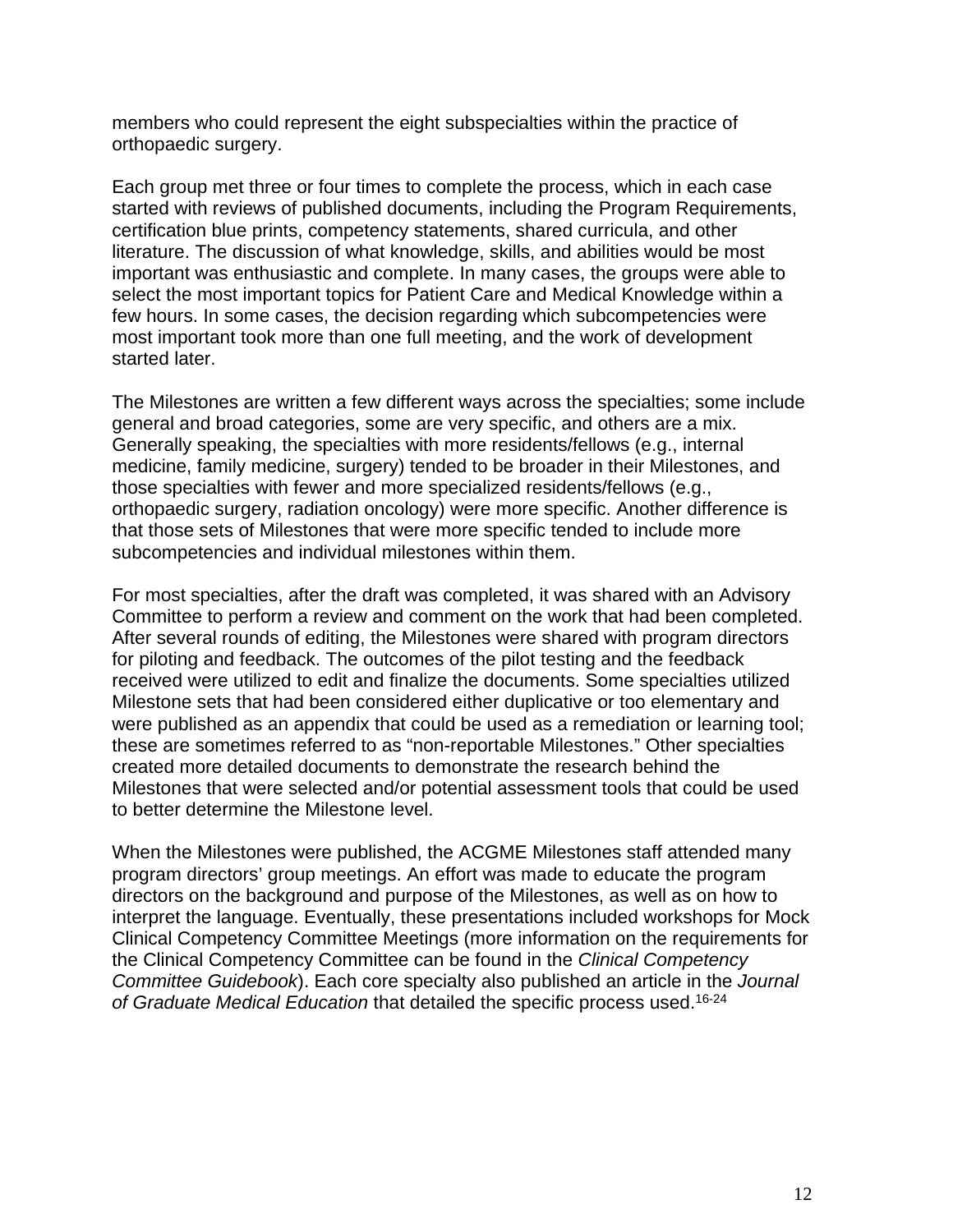members who could represent the eight subspecialties within the practice of orthopaedic surgery.

Each group met three or four times to complete the process, which in each case started with reviews of published documents, including the Program Requirements, certification blue prints, competency statements, shared curricula, and other literature. The discussion of what knowledge, skills, and abilities would be most important was enthusiastic and complete. In many cases, the groups were able to select the most important topics for Patient Care and Medical Knowledge within a few hours. In some cases, the decision regarding which subcompetencies were most important took more than one full meeting, and the work of development started later.

The Milestones are written a few different ways across the specialties; some include general and broad categories, some are very specific, and others are a mix. Generally speaking, the specialties with more residents/fellows (e.g., internal medicine, family medicine, surgery) tended to be broader in their Milestones, and those specialties with fewer and more specialized residents/fellows (e.g., orthopaedic surgery, radiation oncology) were more specific. Another difference is that those sets of Milestones that were more specific tended to include more subcompetencies and individual milestones within them.

For most specialties, after the draft was completed, it was shared with an Advisory Committee to perform a review and comment on the work that had been completed. After several rounds of editing, the Milestones were shared with program directors for piloting and feedback. The outcomes of the pilot testing and the feedback received were utilized to edit and finalize the documents. Some specialties utilized Milestone sets that had been considered either duplicative or too elementary and were published as an appendix that could be used as a remediation or learning tool; these are sometimes referred to as "non-reportable Milestones." Other specialties created more detailed documents to demonstrate the research behind the Milestones that were selected and/or potential assessment tools that could be used to better determine the Milestone level.

When the Milestones were published, the ACGME Milestones staff attended many program directors' group meetings. An effort was made to educate the program directors on the background and purpose of the Milestones, as well as on how to interpret the language. Eventually, these presentations included workshops for Mock Clinical Competency Committee Meetings (more information on the requirements for the Clinical Competency Committee can be found in the *Clinical Competency Committee Guidebook*). Each core specialty also published an article in the *Journal of Graduate Medical Education* that detailed the specific process used.[16-24]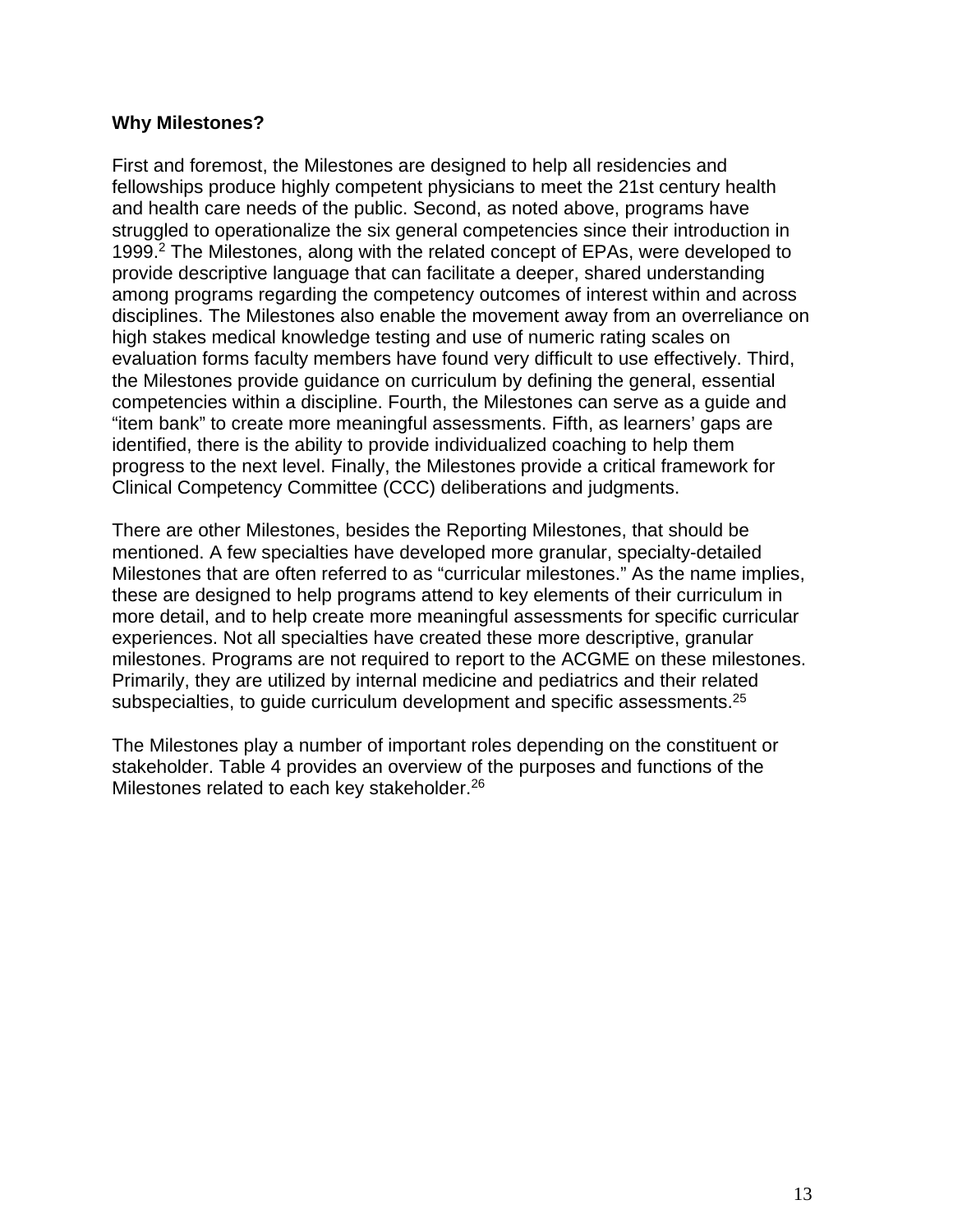## Why Milestones?

First and foremost, the Milestones are designed to help all residencies and fellowships produce highly competent physicians to meet the 21st century health and health care needs of the public. Second, as noted above, programs have struggled to operationalize the six general competencies since their introduction in 1999.[2] The Milestones, along with the related concept of EPAs, were developed to provide descriptive language that can facilitate a deeper, shared understanding among programs regarding the competency outcomes of interest within and across disciplines. The Milestones also enable the movement away from an overreliance on high stakes medical knowledge testing and use of numeric rating scales on evaluation forms faculty members have found very difficult to use effectively. Third, the Milestones provide guidance on curriculum by defining the general, essential competencies within a discipline. Fourth, the Milestones can serve as a guide and "item bank" to create more meaningful assessments. Fifth, as learners' gaps are identified, there is the ability to provide individualized coaching to help them progress to the next level. Finally, the Milestones provide a critical framework for Clinical Competency Committee (CCC) deliberations and judgments.

There are other Milestones, besides the Reporting Milestones, that should be mentioned. A few specialties have developed more granular, specialty-detailed Milestones that are often referred to as "curricular milestones." As the name implies, these are designed to help programs attend to key elements of their curriculum in more detail, and to help create more meaningful assessments for specific curricular experiences. Not all specialties have created these more descriptive, granular milestones. Programs are not required to report to the ACGME on these milestones. Primarily, they are utilized by internal medicine and pediatrics and their related subspecialties, to guide curriculum development and specific assessments.[25]

The Milestones play a number of important roles depending on the constituent or stakeholder. Table 4 provides an overview of the purposes and functions of the Milestones related to each key stakeholder.[26]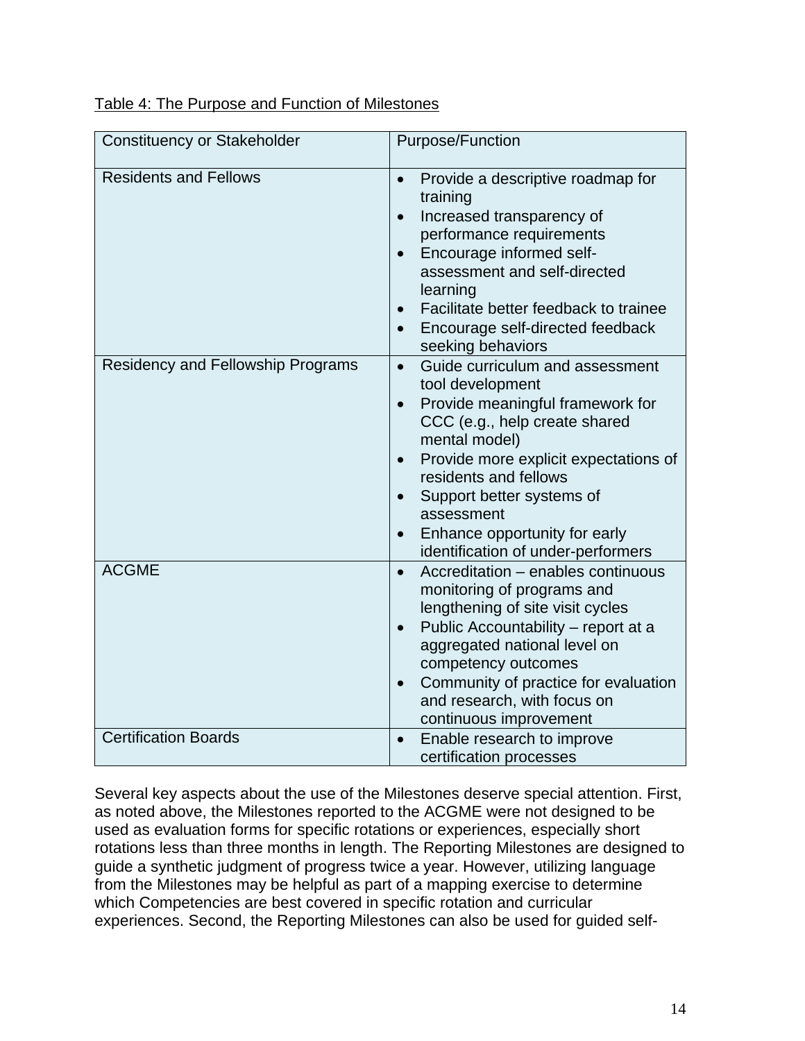Table 4: The Purpose and Function of Milestones

| Constituency or Stakeholder | Purpose/Function |
|---|---|
| Residents and Fellows | • Provide a descriptive roadmap for training<br>• Increased transparency of performance requirements<br>• Encourage informed self-assessment and self-directed learning<br>• Facilitate better feedback to trainee<br>• Encourage self-directed feedback seeking behaviors |
| Residency and Fellowship Programs | • Guide curriculum and assessment tool development<br>• Provide meaningful framework for CCC (e.g., help create shared mental model)<br>• Provide more explicit expectations of residents and fellows<br>• Support better systems of assessment<br>• Enhance opportunity for early identification of under-performers |
| ACGME | • Accreditation – enables continuous monitoring of programs and lengthening of site visit cycles<br>• Public Accountability – report at a aggregated national level on competency outcomes<br>• Community of practice for evaluation and research, with focus on continuous improvement |
| Certification Boards | • Enable research to improve certification processes |

Several key aspects about the use of the Milestones deserve special attention. First, as noted above, the Milestones reported to the ACGME were not designed to be used as evaluation forms for specific rotations or experiences, especially short rotations less than three months in length. The Reporting Milestones are designed to guide a synthetic judgment of progress twice a year. However, utilizing language from the Milestones may be helpful as part of a mapping exercise to determine which Competencies are best covered in specific rotation and curricular experiences. Second, the Reporting Milestones can also be used for guided self-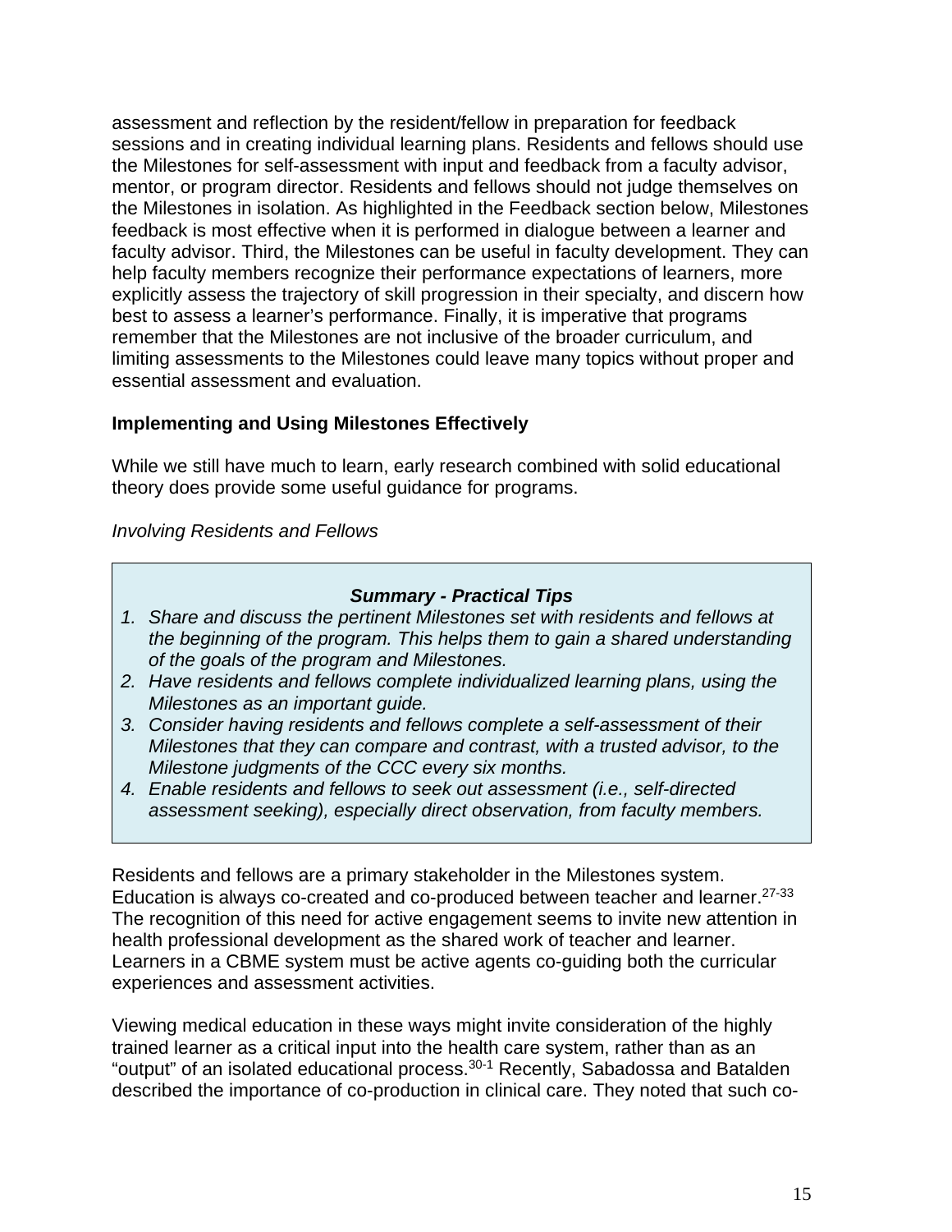assessment and reflection by the resident/fellow in preparation for feedback sessions and in creating individual learning plans. Residents and fellows should use the Milestones for self-assessment with input and feedback from a faculty advisor, mentor, or program director. Residents and fellows should not judge themselves on the Milestones in isolation. As highlighted in the Feedback section below, Milestones feedback is most effective when it is performed in dialogue between a learner and faculty advisor. Third, the Milestones can be useful in faculty development. They can help faculty members recognize their performance expectations of learners, more explicitly assess the trajectory of skill progression in their specialty, and discern how best to assess a learner's performance. Finally, it is imperative that programs remember that the Milestones are not inclusive of the broader curriculum, and limiting assessments to the Milestones could leave many topics without proper and essential assessment and evaluation.

**Implementing and Using Milestones Effectively**

While we still have much to learn, early research combined with solid educational theory does provide some useful guidance for programs.

*Involving Residents and Fellows*

> ***Summary - Practical Tips***
>
> 1. *Share and discuss the pertinent Milestones set with residents and fellows at the beginning of the program. This helps them to gain a shared understanding of the goals of the program and Milestones.*
> 2. *Have residents and fellows complete individualized learning plans, using the Milestones as an important guide.*
> 3. *Consider having residents and fellows complete a self-assessment of their Milestones that they can compare and contrast, with a trusted advisor, to the Milestone judgments of the CCC every six months.*
> 4. *Enable residents and fellows to seek out assessment (i.e., self-directed assessment seeking), especially direct observation, from faculty members.*

Residents and fellows are a primary stakeholder in the Milestones system. Education is always co-created and co-produced between teacher and learner.[27-33] The recognition of this need for active engagement seems to invite new attention in health professional development as the shared work of teacher and learner. Learners in a CBME system must be active agents co-guiding both the curricular experiences and assessment activities.

Viewing medical education in these ways might invite consideration of the highly trained learner as a critical input into the health care system, rather than as an "output" of an isolated educational process.[30-1] Recently, Sabadossa and Batalden described the importance of co-production in clinical care. They noted that such co-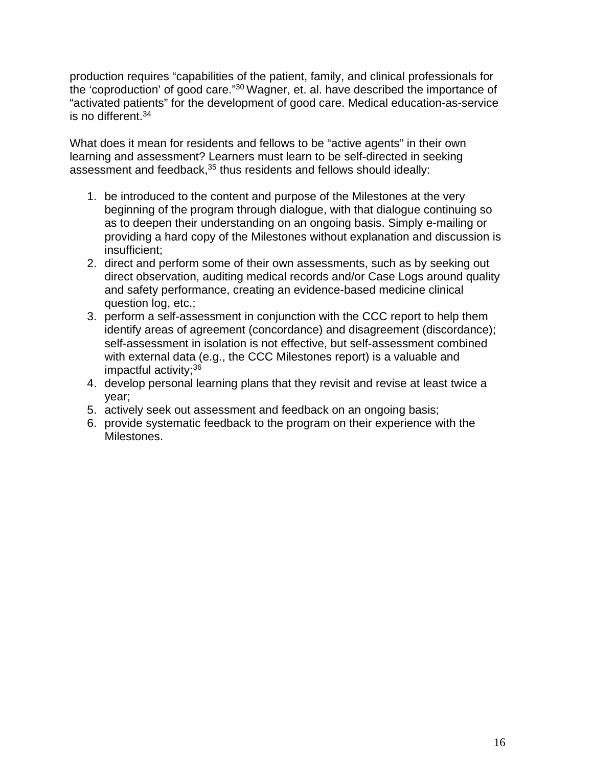production requires “capabilities of the patient, family, and clinical professionals for the ‘coproduction’ of good care.”[30] Wagner, et. al. have described the importance of “activated patients” for the development of good care. Medical education-as-service is no different.[34]

What does it mean for residents and fellows to be “active agents” in their own learning and assessment? Learners must learn to be self-directed in seeking assessment and feedback,[35] thus residents and fellows should ideally:

1. be introduced to the content and purpose of the Milestones at the very beginning of the program through dialogue, with that dialogue continuing so as to deepen their understanding on an ongoing basis. Simply e-mailing or providing a hard copy of the Milestones without explanation and discussion is insufficient;
2. direct and perform some of their own assessments, such as by seeking out direct observation, auditing medical records and/or Case Logs around quality and safety performance, creating an evidence-based medicine clinical question log, etc.;
3. perform a self-assessment in conjunction with the CCC report to help them identify areas of agreement (concordance) and disagreement (discordance); self-assessment in isolation is not effective, but self-assessment combined with external data (e.g., the CCC Milestones report) is a valuable and impactful activity;[36]
4. develop personal learning plans that they revisit and revise at least twice a year;
5. actively seek out assessment and feedback on an ongoing basis;
6. provide systematic feedback to the program on their experience with the Milestones.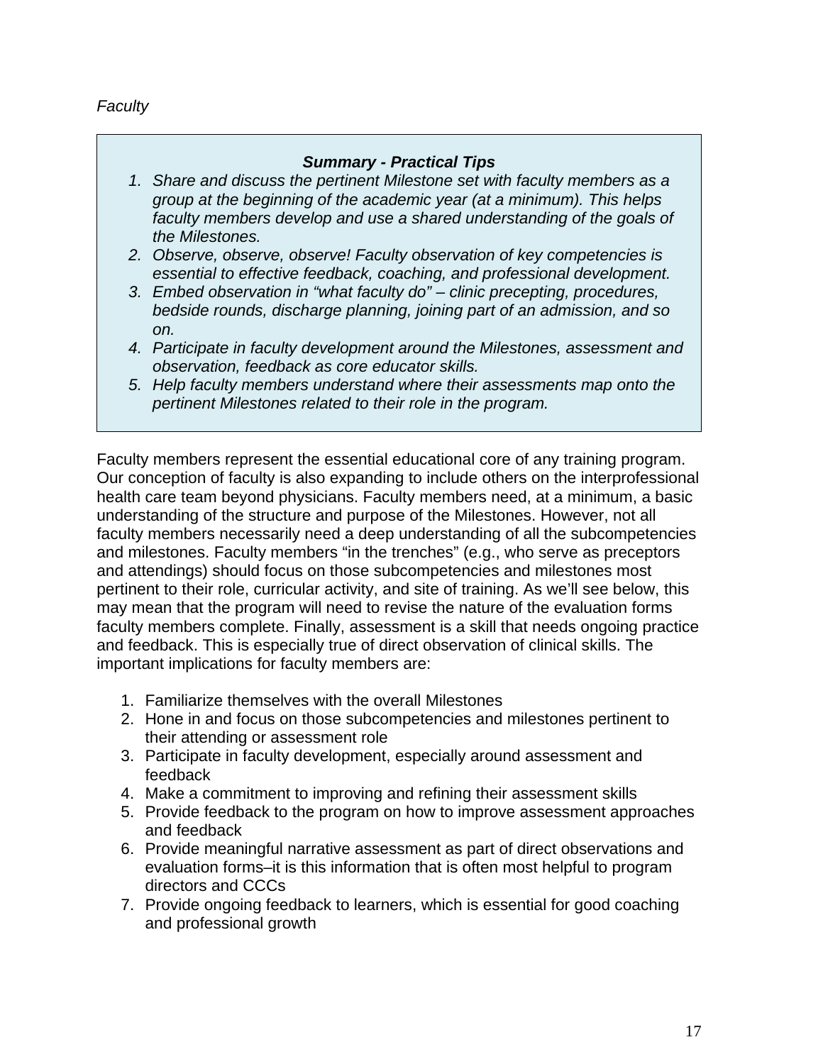*Faculty*

> ***Summary - Practical Tips***
>
> 1. *Share and discuss the pertinent Milestone set with faculty members as a group at the beginning of the academic year (at a minimum). This helps faculty members develop and use a shared understanding of the goals of the Milestones.*
> 2. *Observe, observe, observe! Faculty observation of key competencies is essential to effective feedback, coaching, and professional development.*
> 3. *Embed observation in "what faculty do" – clinic precepting, procedures, bedside rounds, discharge planning, joining part of an admission, and so on.*
> 4. *Participate in faculty development around the Milestones, assessment and observation, feedback as core educator skills.*
> 5. *Help faculty members understand where their assessments map onto the pertinent Milestones related to their role in the program.*

Faculty members represent the essential educational core of any training program. Our conception of faculty is also expanding to include others on the interprofessional health care team beyond physicians. Faculty members need, at a minimum, a basic understanding of the structure and purpose of the Milestones. However, not all faculty members necessarily need a deep understanding of all the subcompetencies and milestones. Faculty members "in the trenches" (e.g., who serve as preceptors and attendings) should focus on those subcompetencies and milestones most pertinent to their role, curricular activity, and site of training. As we'll see below, this may mean that the program will need to revise the nature of the evaluation forms faculty members complete. Finally, assessment is a skill that needs ongoing practice and feedback. This is especially true of direct observation of clinical skills. The important implications for faculty members are:

1. Familiarize themselves with the overall Milestones
2. Hone in and focus on those subcompetencies and milestones pertinent to their attending or assessment role
3. Participate in faculty development, especially around assessment and feedback
4. Make a commitment to improving and refining their assessment skills
5. Provide feedback to the program on how to improve assessment approaches and feedback
6. Provide meaningful narrative assessment as part of direct observations and evaluation forms–it is this information that is often most helpful to program directors and CCCs
7. Provide ongoing feedback to learners, which is essential for good coaching and professional growth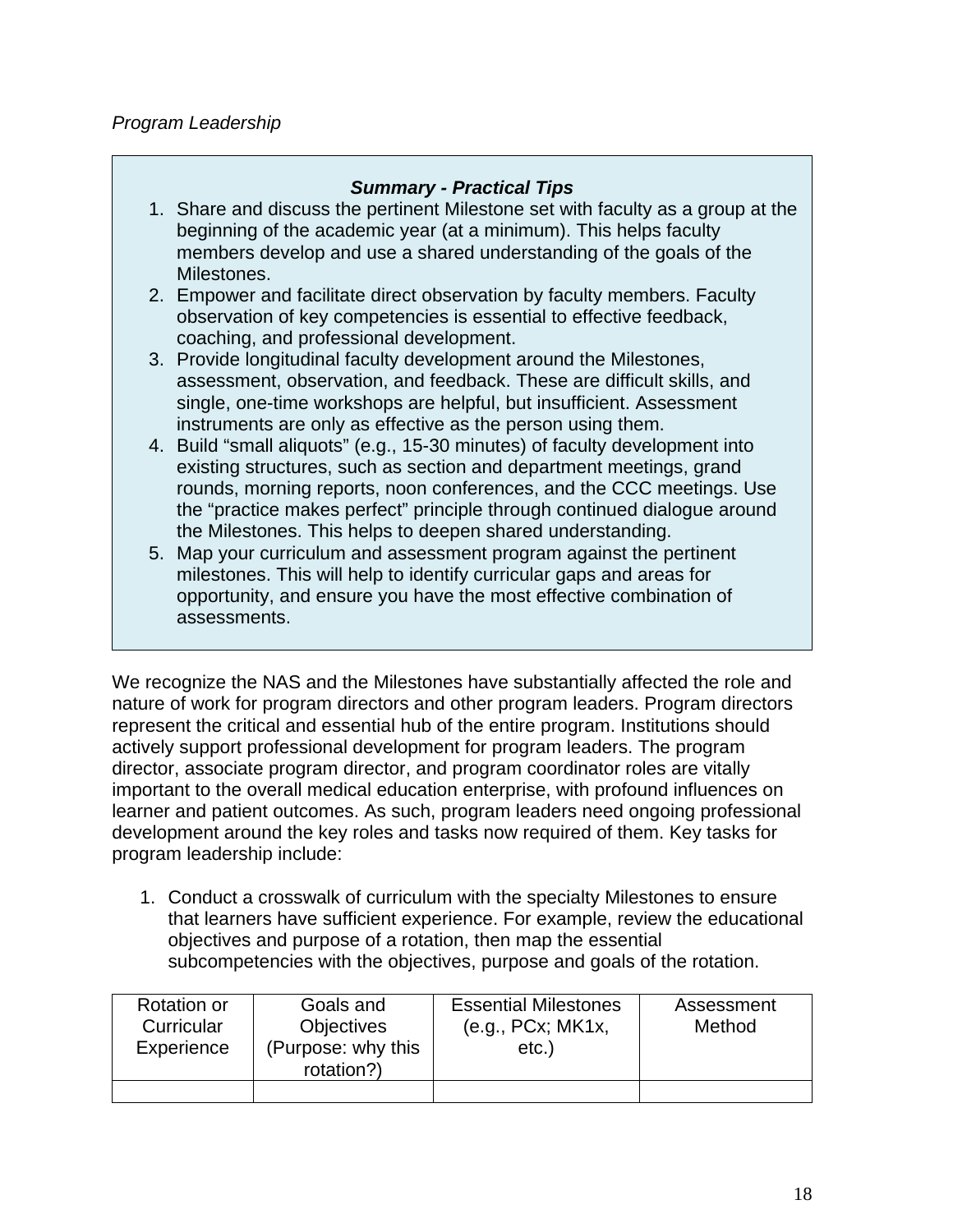*Program Leadership*

> ***Summary - Practical Tips***
>
> 1. Share and discuss the pertinent Milestone set with faculty as a group at the beginning of the academic year (at a minimum). This helps faculty members develop and use a shared understanding of the goals of the Milestones.
> 2. Empower and facilitate direct observation by faculty members. Faculty observation of key competencies is essential to effective feedback, coaching, and professional development.
> 3. Provide longitudinal faculty development around the Milestones, assessment, observation, and feedback. These are difficult skills, and single, one-time workshops are helpful, but insufficient. Assessment instruments are only as effective as the person using them.
> 4. Build "small aliquots" (e.g., 15-30 minutes) of faculty development into existing structures, such as section and department meetings, grand rounds, morning reports, noon conferences, and the CCC meetings. Use the "practice makes perfect" principle through continued dialogue around the Milestones. This helps to deepen shared understanding.
> 5. Map your curriculum and assessment program against the pertinent milestones. This will help to identify curricular gaps and areas for opportunity, and ensure you have the most effective combination of assessments.

We recognize the NAS and the Milestones have substantially affected the role and nature of work for program directors and other program leaders. Program directors represent the critical and essential hub of the entire program. Institutions should actively support professional development for program leaders. The program director, associate program director, and program coordinator roles are vitally important to the overall medical education enterprise, with profound influences on learner and patient outcomes. As such, program leaders need ongoing professional development around the key roles and tasks now required of them. Key tasks for program leadership include:

1. Conduct a crosswalk of curriculum with the specialty Milestones to ensure that learners have sufficient experience. For example, review the educational objectives and purpose of a rotation, then map the essential subcompetencies with the objectives, purpose and goals of the rotation.

| Rotation or Curricular Experience | Goals and Objectives (Purpose: why this rotation?) | Essential Milestones (e.g., PCx; MK1x, etc.) | Assessment Method |
|---|---|---|---|
| | | | |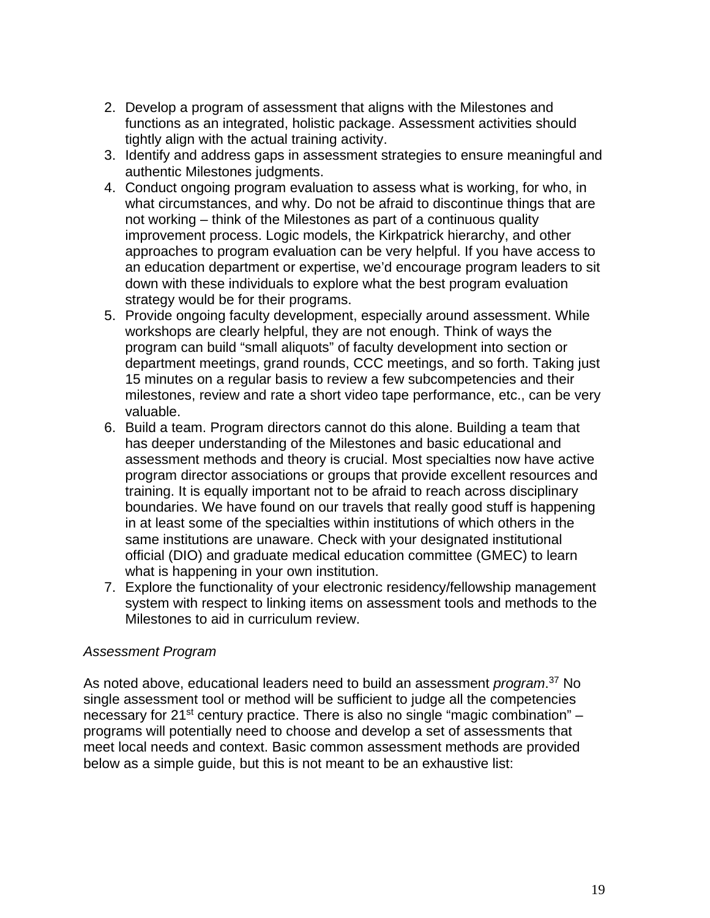2. Develop a program of assessment that aligns with the Milestones and functions as an integrated, holistic package. Assessment activities should tightly align with the actual training activity.
3. Identify and address gaps in assessment strategies to ensure meaningful and authentic Milestones judgments.
4. Conduct ongoing program evaluation to assess what is working, for who, in what circumstances, and why. Do not be afraid to discontinue things that are not working – think of the Milestones as part of a continuous quality improvement process. Logic models, the Kirkpatrick hierarchy, and other approaches to program evaluation can be very helpful. If you have access to an education department or expertise, we'd encourage program leaders to sit down with these individuals to explore what the best program evaluation strategy would be for their programs.
5. Provide ongoing faculty development, especially around assessment. While workshops are clearly helpful, they are not enough. Think of ways the program can build "small aliquots" of faculty development into section or department meetings, grand rounds, CCC meetings, and so forth. Taking just 15 minutes on a regular basis to review a few subcompetencies and their milestones, review and rate a short video tape performance, etc., can be very valuable.
6. Build a team. Program directors cannot do this alone. Building a team that has deeper understanding of the Milestones and basic educational and assessment methods and theory is crucial. Most specialties now have active program director associations or groups that provide excellent resources and training. It is equally important not to be afraid to reach across disciplinary boundaries. We have found on our travels that really good stuff is happening in at least some of the specialties within institutions of which others in the same institutions are unaware. Check with your designated institutional official (DIO) and graduate medical education committee (GMEC) to learn what is happening in your own institution.
7. Explore the functionality of your electronic residency/fellowship management system with respect to linking items on assessment tools and methods to the Milestones to aid in curriculum review.

*Assessment Program*

As noted above, educational leaders need to build an assessment *program*.[37] No single assessment tool or method will be sufficient to judge all the competencies necessary for 21st century practice. There is also no single "magic combination" – programs will potentially need to choose and develop a set of assessments that meet local needs and context. Basic common assessment methods are provided below as a simple guide, but this is not meant to be an exhaustive list: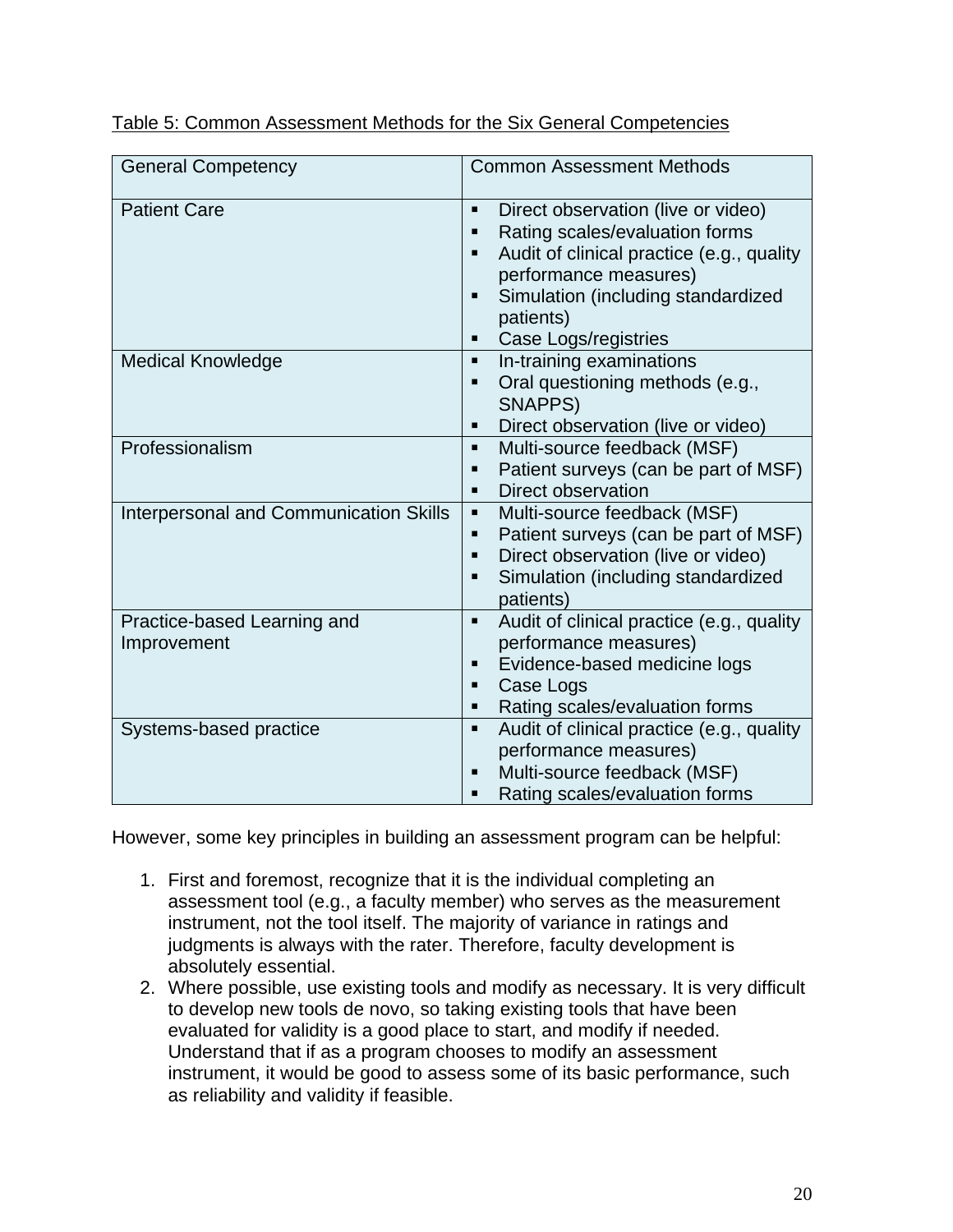Table 5: Common Assessment Methods for the Six General Competencies

| General Competency | Common Assessment Methods |
|---|---|
| Patient Care | ▪ Direct observation (live or video)<br>▪ Rating scales/evaluation forms<br>▪ Audit of clinical practice (e.g., quality performance measures)<br>▪ Simulation (including standardized patients)<br>▪ Case Logs/registries |
| Medical Knowledge | ▪ In-training examinations<br>▪ Oral questioning methods (e.g., SNAPPS)<br>▪ Direct observation (live or video) |
| Professionalism | ▪ Multi-source feedback (MSF)<br>▪ Patient surveys (can be part of MSF)<br>▪ Direct observation |
| Interpersonal and Communication Skills | ▪ Multi-source feedback (MSF)<br>▪ Patient surveys (can be part of MSF)<br>▪ Direct observation (live or video)<br>▪ Simulation (including standardized patients) |
| Practice-based Learning and Improvement | ▪ Audit of clinical practice (e.g., quality performance measures)<br>▪ Evidence-based medicine logs<br>▪ Case Logs<br>▪ Rating scales/evaluation forms |
| Systems-based practice | ▪ Audit of clinical practice (e.g., quality performance measures)<br>▪ Multi-source feedback (MSF)<br>▪ Rating scales/evaluation forms |

However, some key principles in building an assessment program can be helpful:

1. First and foremost, recognize that it is the individual completing an assessment tool (e.g., a faculty member) who serves as the measurement instrument, not the tool itself. The majority of variance in ratings and judgments is always with the rater. Therefore, faculty development is absolutely essential.
2. Where possible, use existing tools and modify as necessary. It is very difficult to develop new tools de novo, so taking existing tools that have been evaluated for validity is a good place to start, and modify if needed. Understand that if as a program chooses to modify an assessment instrument, it would be good to assess some of its basic performance, such as reliability and validity if feasible.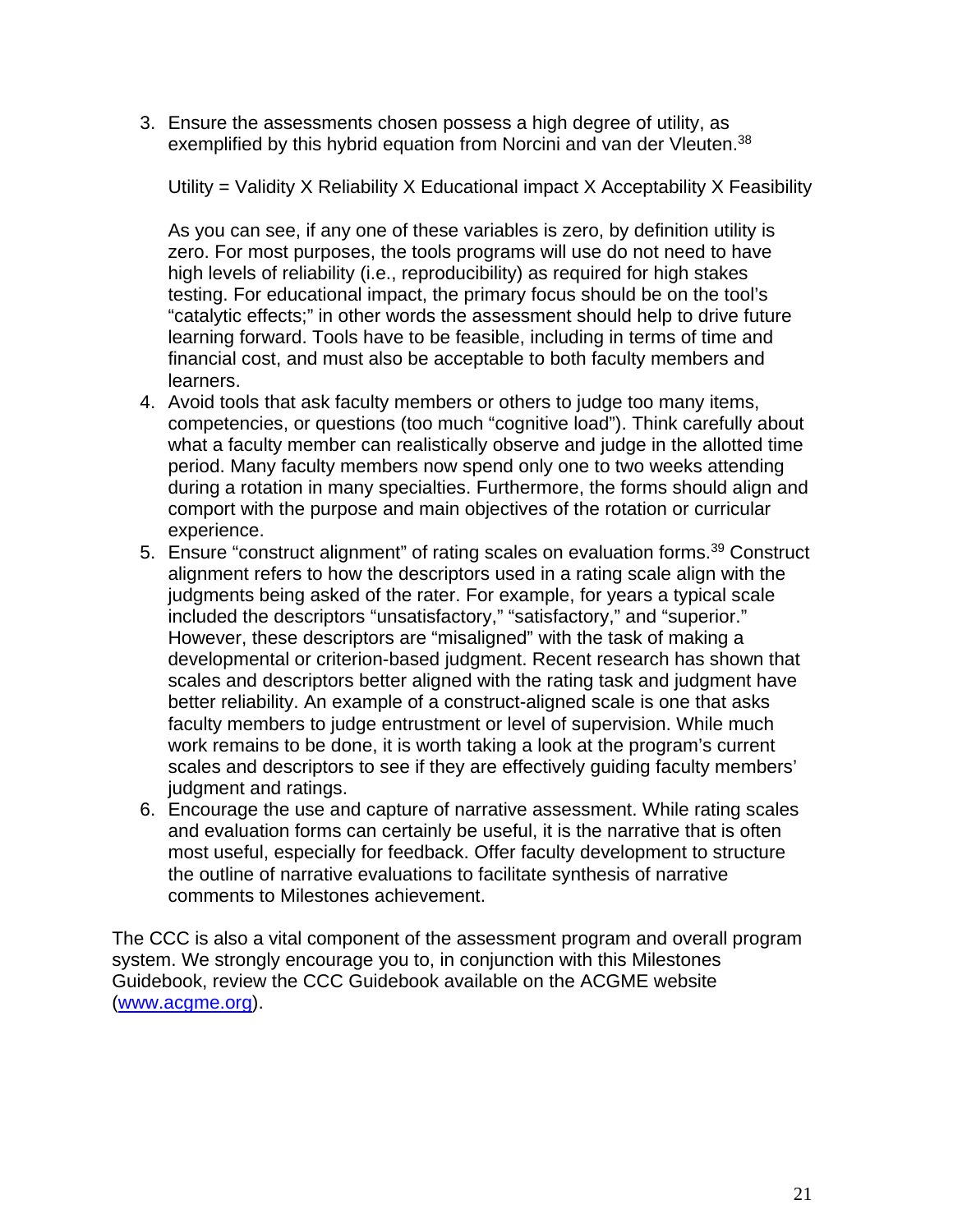3. Ensure the assessments chosen possess a high degree of utility, as exemplified by this hybrid equation from Norcini and van der Vleuten.[38]

   Utility = Validity X Reliability X Educational impact X Acceptability X Feasibility

   As you can see, if any one of these variables is zero, by definition utility is zero. For most purposes, the tools programs will use do not need to have high levels of reliability (i.e., reproducibility) as required for high stakes testing. For educational impact, the primary focus should be on the tool's "catalytic effects;" in other words the assessment should help to drive future learning forward. Tools have to be feasible, including in terms of time and financial cost, and must also be acceptable to both faculty members and learners.
4. Avoid tools that ask faculty members or others to judge too many items, competencies, or questions (too much "cognitive load"). Think carefully about what a faculty member can realistically observe and judge in the allotted time period. Many faculty members now spend only one to two weeks attending during a rotation in many specialties. Furthermore, the forms should align and comport with the purpose and main objectives of the rotation or curricular experience.
5. Ensure "construct alignment" of rating scales on evaluation forms.[39] Construct alignment refers to how the descriptors used in a rating scale align with the judgments being asked of the rater. For example, for years a typical scale included the descriptors "unsatisfactory," "satisfactory," and "superior." However, these descriptors are "misaligned" with the task of making a developmental or criterion-based judgment. Recent research has shown that scales and descriptors better aligned with the rating task and judgment have better reliability. An example of a construct-aligned scale is one that asks faculty members to judge entrustment or level of supervision. While much work remains to be done, it is worth taking a look at the program's current scales and descriptors to see if they are effectively guiding faculty members' judgment and ratings.
6. Encourage the use and capture of narrative assessment. While rating scales and evaluation forms can certainly be useful, it is the narrative that is often most useful, especially for feedback. Offer faculty development to structure the outline of narrative evaluations to facilitate synthesis of narrative comments to Milestones achievement.

The CCC is also a vital component of the assessment program and overall program system. We strongly encourage you to, in conjunction with this Milestones Guidebook, review the CCC Guidebook available on the ACGME website (www.acgme.org).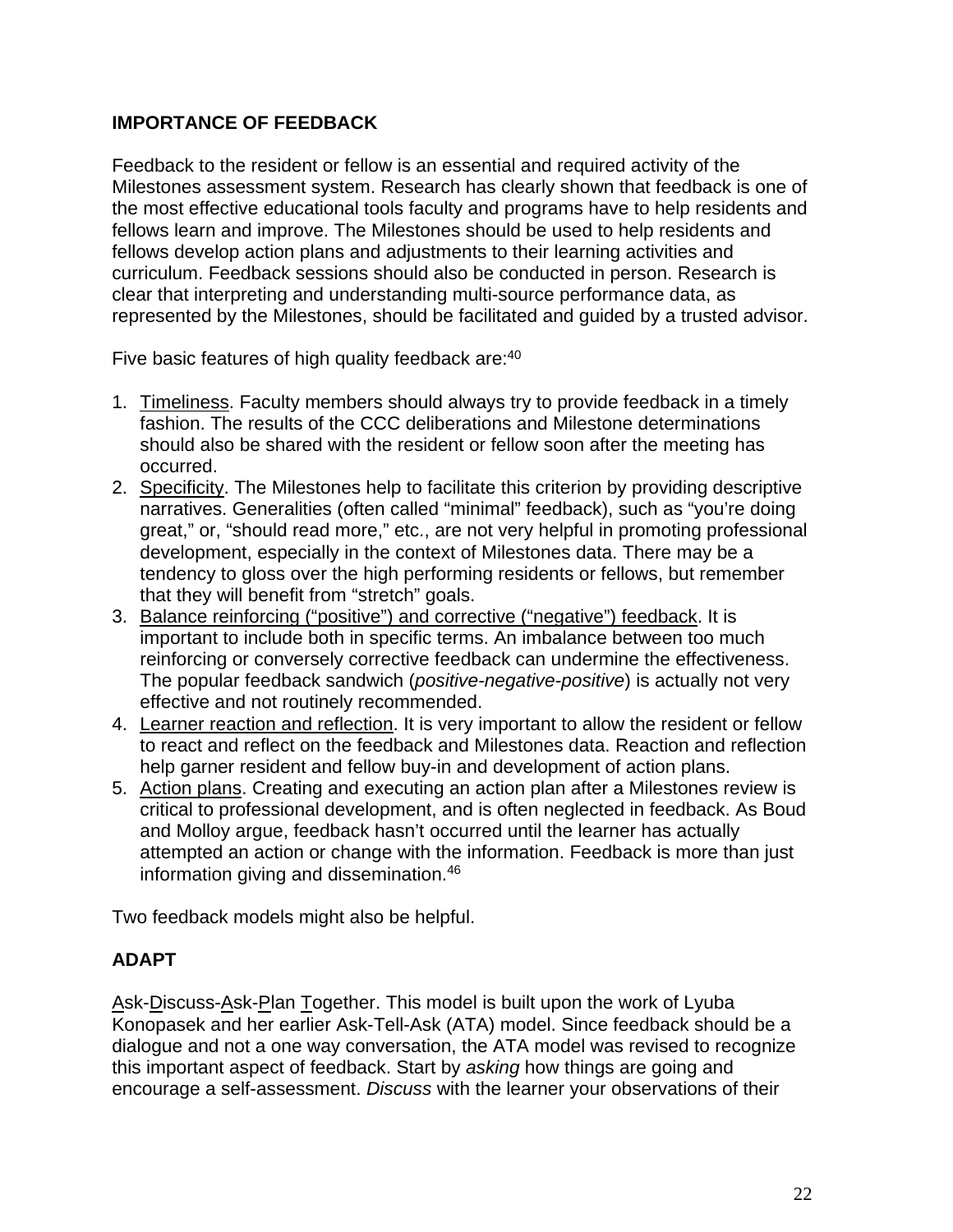## IMPORTANCE OF FEEDBACK

Feedback to the resident or fellow is an essential and required activity of the Milestones assessment system. Research has clearly shown that feedback is one of the most effective educational tools faculty and programs have to help residents and fellows learn and improve. The Milestones should be used to help residents and fellows develop action plans and adjustments to their learning activities and curriculum. Feedback sessions should also be conducted in person. Research is clear that interpreting and understanding multi-source performance data, as represented by the Milestones, should be facilitated and guided by a trusted advisor.

Five basic features of high quality feedback are:[40]

1. <u>Timeliness</u>. Faculty members should always try to provide feedback in a timely fashion. The results of the CCC deliberations and Milestone determinations should also be shared with the resident or fellow soon after the meeting has occurred.
2. <u>Specificity</u>. The Milestones help to facilitate this criterion by providing descriptive narratives. Generalities (often called "minimal" feedback), such as "you're doing great," or, "should read more," etc., are not very helpful in promoting professional development, especially in the context of Milestones data. There may be a tendency to gloss over the high performing residents or fellows, but remember that they will benefit from "stretch" goals.
3. <u>Balance reinforcing ("positive") and corrective ("negative") feedback</u>. It is important to include both in specific terms. An imbalance between too much reinforcing or conversely corrective feedback can undermine the effectiveness. The popular feedback sandwich (*positive-negative-positive*) is actually not very effective and not routinely recommended.
4. <u>Learner reaction and reflection</u>. It is very important to allow the resident or fellow to react and reflect on the feedback and Milestones data. Reaction and reflection help garner resident and fellow buy-in and development of action plans.
5. <u>Action plans</u>. Creating and executing an action plan after a Milestones review is critical to professional development, and is often neglected in feedback. As Boud and Molloy argue, feedback hasn't occurred until the learner has actually attempted an action or change with the information. Feedback is more than just information giving and dissemination.[46]

Two feedback models might also be helpful.

### ADAPT

<u>A</u>sk-<u>D</u>iscuss-<u>A</u>sk-<u>P</u>lan <u>T</u>ogether. This model is built upon the work of Lyuba Konopasek and her earlier Ask-Tell-Ask (ATA) model. Since feedback should be a dialogue and not a one way conversation, the ATA model was revised to recognize this important aspect of feedback. Start by *asking* how things are going and encourage a self-assessment. *Discuss* with the learner your observations of their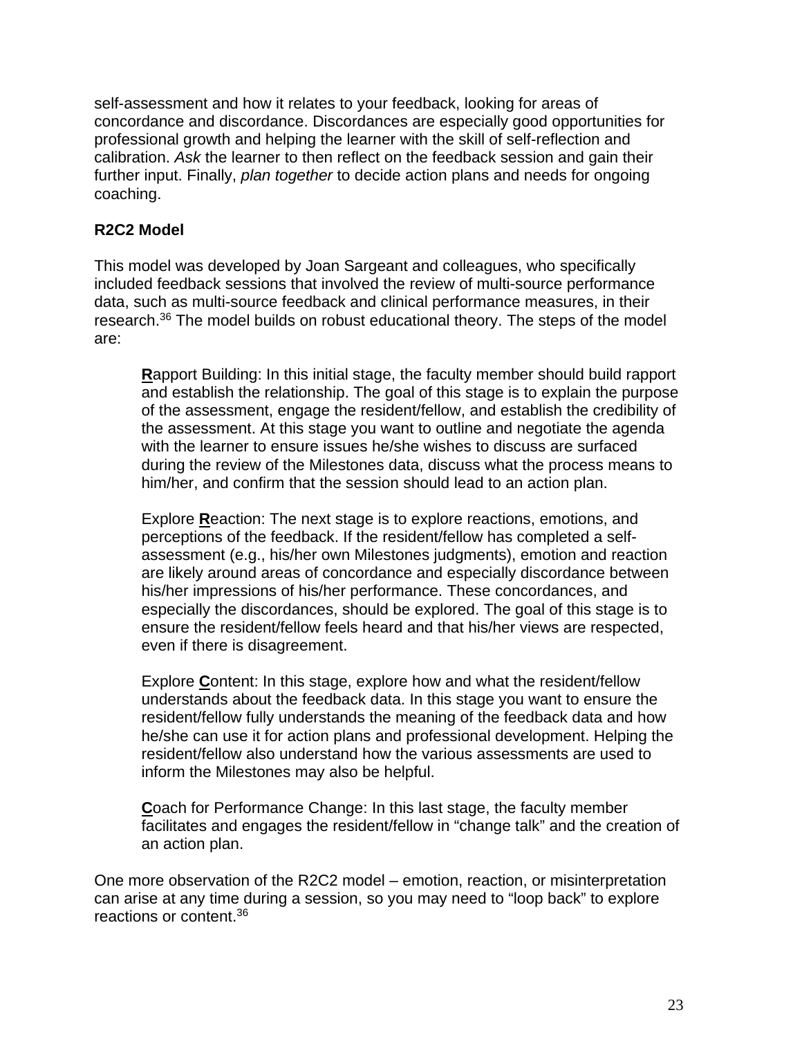self-assessment and how it relates to your feedback, looking for areas of concordance and discordance. Discordances are especially good opportunities for professional growth and helping the learner with the skill of self-reflection and calibration. *Ask* the learner to then reflect on the feedback session and gain their further input. Finally, *plan together* to decide action plans and needs for ongoing coaching.

### R2C2 Model

This model was developed by Joan Sargeant and colleagues, who specifically included feedback sessions that involved the review of multi-source performance data, such as multi-source feedback and clinical performance measures, in their research.[36] The model builds on robust educational theory. The steps of the model are:

> **R**apport Building: In this initial stage, the faculty member should build rapport and establish the relationship. The goal of this stage is to explain the purpose of the assessment, engage the resident/fellow, and establish the credibility of the assessment. At this stage you want to outline and negotiate the agenda with the learner to ensure issues he/she wishes to discuss are surfaced during the review of the Milestones data, discuss what the process means to him/her, and confirm that the session should lead to an action plan.
>
> Explore **R**eaction: The next stage is to explore reactions, emotions, and perceptions of the feedback. If the resident/fellow has completed a self-assessment (e.g., his/her own Milestones judgments), emotion and reaction are likely around areas of concordance and especially discordance between his/her impressions of his/her performance. These concordances, and especially the discordances, should be explored. The goal of this stage is to ensure the resident/fellow feels heard and that his/her views are respected, even if there is disagreement.
>
> Explore **C**ontent: In this stage, explore how and what the resident/fellow understands about the feedback data. In this stage you want to ensure the resident/fellow fully understands the meaning of the feedback data and how he/she can use it for action plans and professional development. Helping the resident/fellow also understand how the various assessments are used to inform the Milestones may also be helpful.
>
> **C**oach for Performance Change: In this last stage, the faculty member facilitates and engages the resident/fellow in "change talk" and the creation of an action plan.

One more observation of the R2C2 model – emotion, reaction, or misinterpretation can arise at any time during a session, so you may need to "loop back" to explore reactions or content.[36]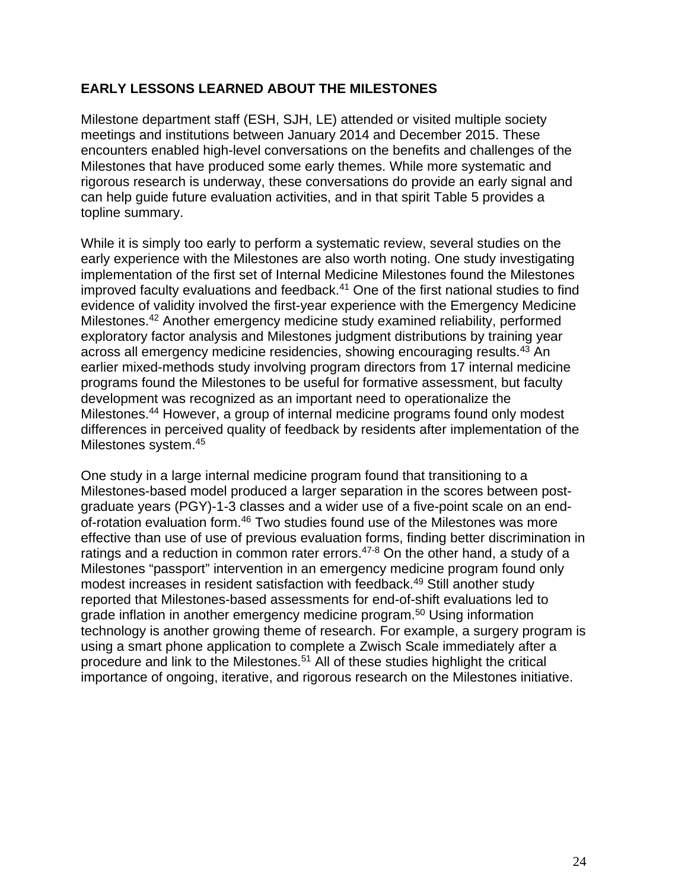## EARLY LESSONS LEARNED ABOUT THE MILESTONES

Milestone department staff (ESH, SJH, LE) attended or visited multiple society meetings and institutions between January 2014 and December 2015. These encounters enabled high-level conversations on the benefits and challenges of the Milestones that have produced some early themes. While more systematic and rigorous research is underway, these conversations do provide an early signal and can help guide future evaluation activities, and in that spirit Table 5 provides a topline summary.

While it is simply too early to perform a systematic review, several studies on the early experience with the Milestones are also worth noting. One study investigating implementation of the first set of Internal Medicine Milestones found the Milestones improved faculty evaluations and feedback.[41] One of the first national studies to find evidence of validity involved the first-year experience with the Emergency Medicine Milestones.[42] Another emergency medicine study examined reliability, performed exploratory factor analysis and Milestones judgment distributions by training year across all emergency medicine residencies, showing encouraging results.[43] An earlier mixed-methods study involving program directors from 17 internal medicine programs found the Milestones to be useful for formative assessment, but faculty development was recognized as an important need to operationalize the Milestones.[44] However, a group of internal medicine programs found only modest differences in perceived quality of feedback by residents after implementation of the Milestones system.[45]

One study in a large internal medicine program found that transitioning to a Milestones-based model produced a larger separation in the scores between post-graduate years (PGY)-1-3 classes and a wider use of a five-point scale on an end-of-rotation evaluation form.[46] Two studies found use of the Milestones was more effective than use of use of previous evaluation forms, finding better discrimination in ratings and a reduction in common rater errors.[47-8] On the other hand, a study of a Milestones "passport" intervention in an emergency medicine program found only modest increases in resident satisfaction with feedback.[49] Still another study reported that Milestones-based assessments for end-of-shift evaluations led to grade inflation in another emergency medicine program.[50] Using information technology is another growing theme of research. For example, a surgery program is using a smart phone application to complete a Zwisch Scale immediately after a procedure and link to the Milestones.[51] All of these studies highlight the critical importance of ongoing, iterative, and rigorous research on the Milestones initiative.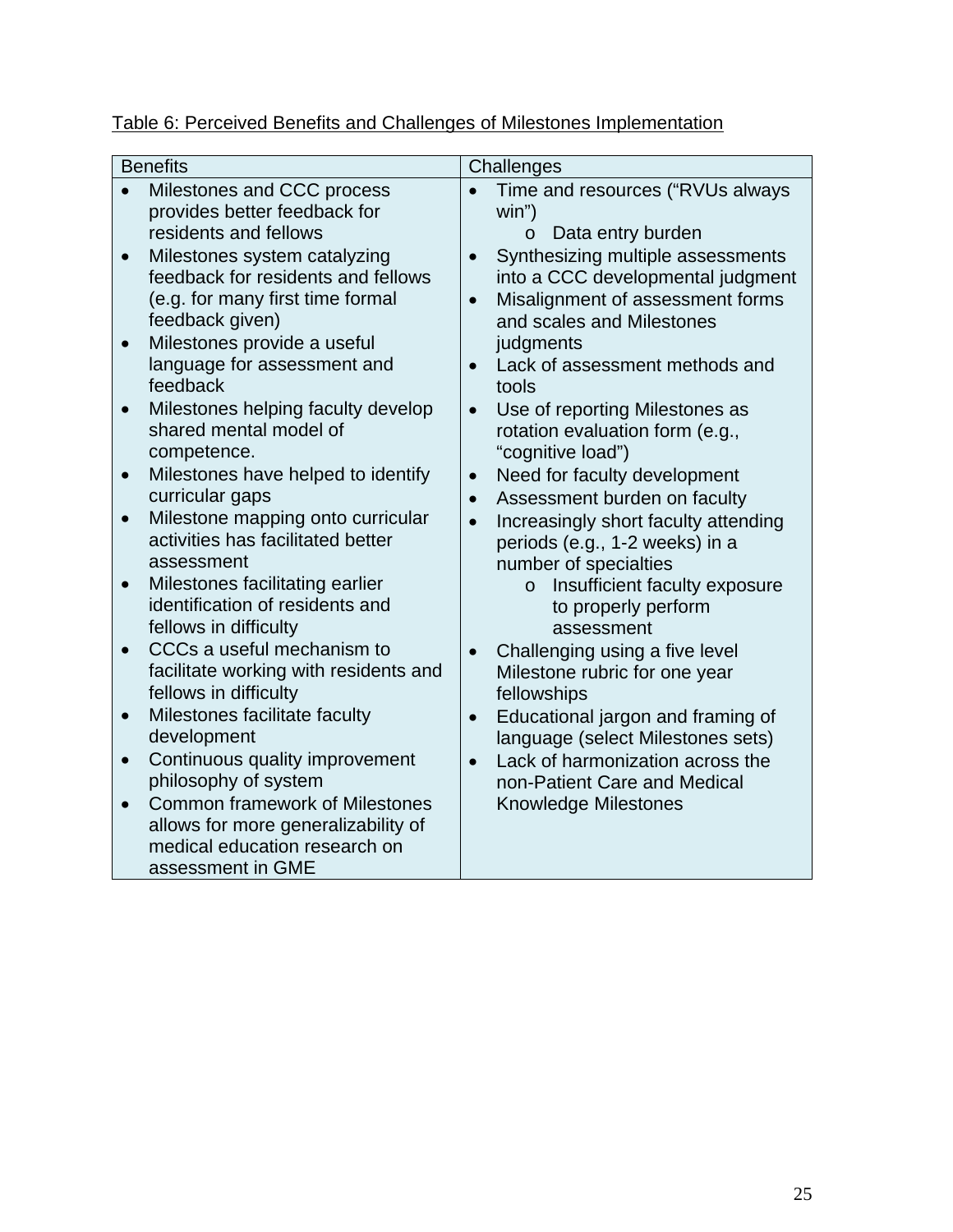Table 6: Perceived Benefits and Challenges of Milestones Implementation

| Benefits | Challenges |
|---|---|
| • Milestones and CCC process provides better feedback for residents and fellows<br>• Milestones system catalyzing feedback for residents and fellows (e.g. for many first time formal feedback given)<br>• Milestones provide a useful language for assessment and feedback<br>• Milestones helping faculty develop shared mental model of competence.<br>• Milestones have helped to identify curricular gaps<br>• Milestone mapping onto curricular activities has facilitated better assessment<br>• Milestones facilitating earlier identification of residents and fellows in difficulty<br>• CCCs a useful mechanism to facilitate working with residents and fellows in difficulty<br>• Milestones facilitate faculty development<br>• Continuous quality improvement philosophy of system<br>• Common framework of Milestones allows for more generalizability of medical education research on assessment in GME | • Time and resources ("RVUs always win")<br>  o Data entry burden<br>• Synthesizing multiple assessments into a CCC developmental judgment<br>• Misalignment of assessment forms and scales and Milestones judgments<br>• Lack of assessment methods and tools<br>• Use of reporting Milestones as rotation evaluation form (e.g., "cognitive load")<br>• Need for faculty development<br>• Assessment burden on faculty<br>• Increasingly short faculty attending periods (e.g., 1-2 weeks) in a number of specialties<br>  o Insufficient faculty exposure to properly perform assessment<br>• Challenging using a five level Milestone rubric for one year fellowships<br>• Educational jargon and framing of language (select Milestones sets)<br>• Lack of harmonization across the non-Patient Care and Medical Knowledge Milestones |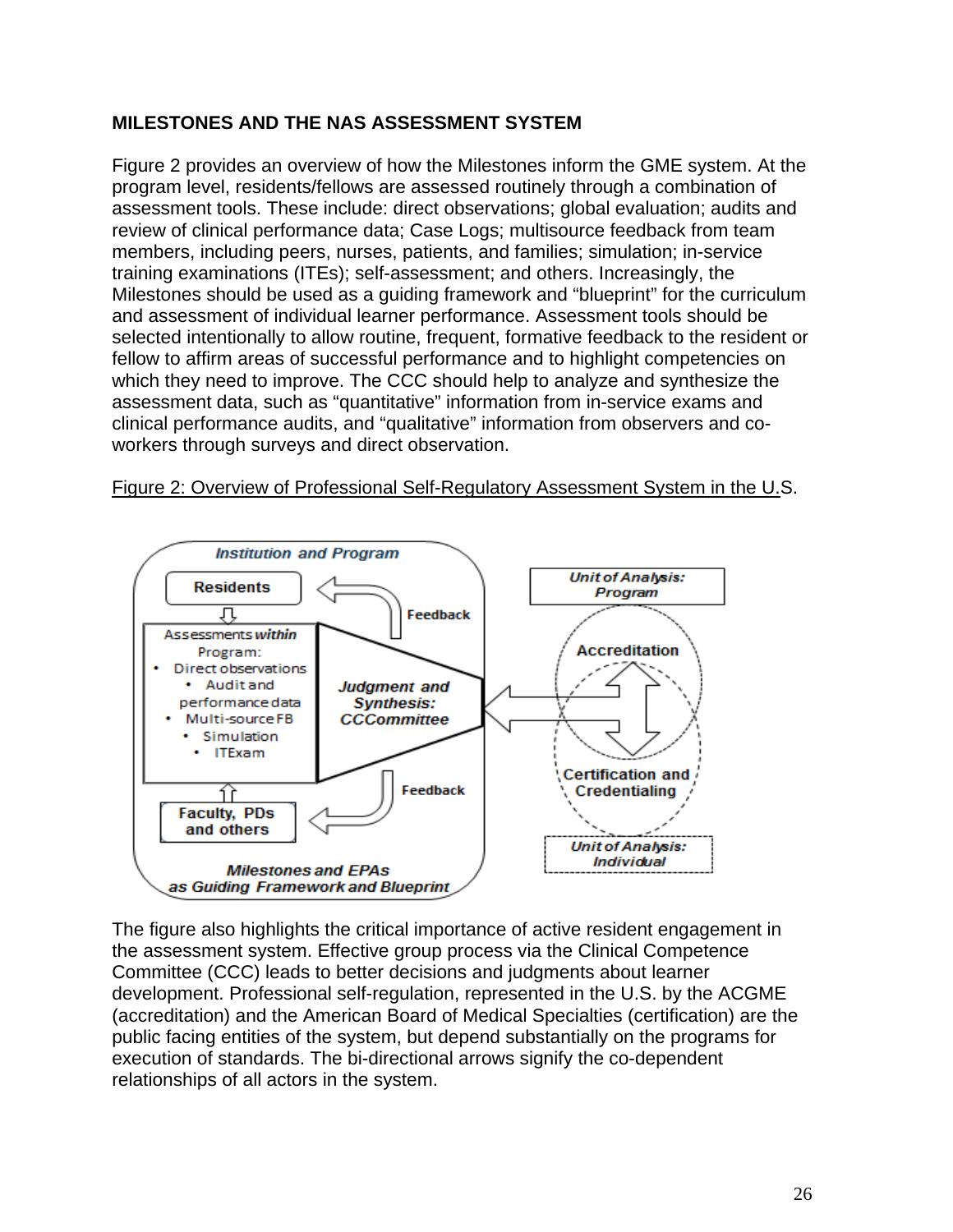**MILESTONES AND THE NAS ASSESSMENT SYSTEM**

Figure 2 provides an overview of how the Milestones inform the GME system. At the program level, residents/fellows are assessed routinely through a combination of assessment tools. These include: direct observations; global evaluation; audits and review of clinical performance data; Case Logs; multisource feedback from team members, including peers, nurses, patients, and families; simulation; in-service training examinations (ITEs); self-assessment; and others. Increasingly, the Milestones should be used as a guiding framework and "blueprint" for the curriculum and assessment of individual learner performance. Assessment tools should be selected intentionally to allow routine, frequent, formative feedback to the resident or fellow to affirm areas of successful performance and to highlight competencies on which they need to improve. The CCC should help to analyze and synthesize the assessment data, such as "quantitative" information from in-service exams and clinical performance audits, and "qualitative" information from observers and co-workers through surveys and direct observation.

Figure 2: Overview of Professional Self-Regulatory Assessment System in the U.S.

*Institution and Program*

- Residents
- Assessments *within* Program:
  - Direct observations
  - Audit and performance data
  - Multi-source FB
  - Simulation
  - ITExam
- Faculty, PDs and others
- Feedback
- *Judgment and Synthesis: CCCommittee*
- *Milestones and EPAs as Guiding Framework and Blueprint*

*Unit of Analysis: Program* — Accreditation

*Unit of Analysis: Individual* — Certification and Credentialing

The figure also highlights the critical importance of active resident engagement in the assessment system. Effective group process via the Clinical Competence Committee (CCC) leads to better decisions and judgments about learner development. Professional self-regulation, represented in the U.S. by the ACGME (accreditation) and the American Board of Medical Specialties (certification) are the public facing entities of the system, but depend substantially on the programs for execution of standards. The bi-directional arrows signify the co-dependent relationships of all actors in the system.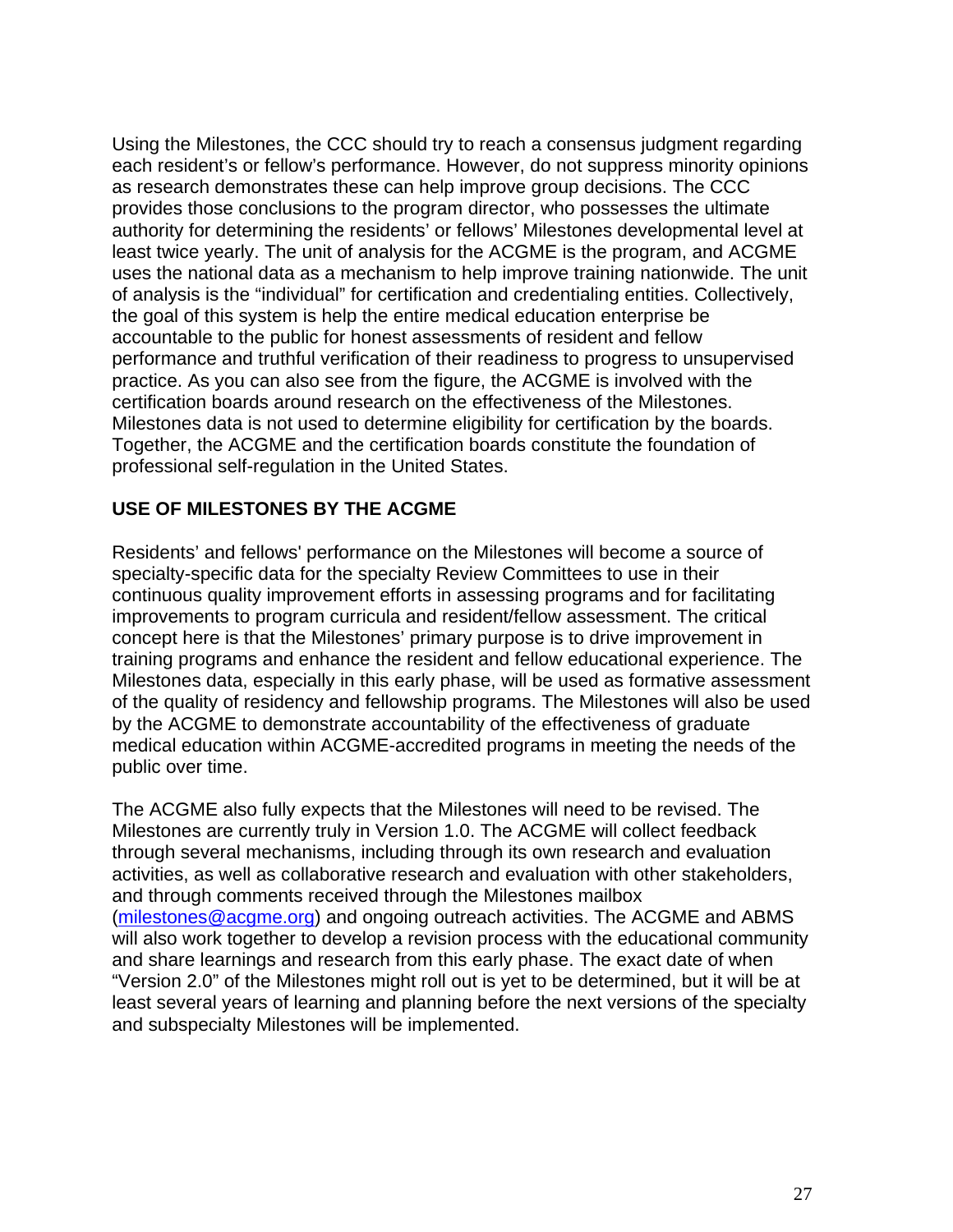Using the Milestones, the CCC should try to reach a consensus judgment regarding each resident's or fellow's performance. However, do not suppress minority opinions as research demonstrates these can help improve group decisions. The CCC provides those conclusions to the program director, who possesses the ultimate authority for determining the residents' or fellows' Milestones developmental level at least twice yearly. The unit of analysis for the ACGME is the program, and ACGME uses the national data as a mechanism to help improve training nationwide. The unit of analysis is the "individual" for certification and credentialing entities. Collectively, the goal of this system is help the entire medical education enterprise be accountable to the public for honest assessments of resident and fellow performance and truthful verification of their readiness to progress to unsupervised practice. As you can also see from the figure, the ACGME is involved with the certification boards around research on the effectiveness of the Milestones. Milestones data is not used to determine eligibility for certification by the boards. Together, the ACGME and the certification boards constitute the foundation of professional self-regulation in the United States.

## USE OF MILESTONES BY THE ACGME

Residents' and fellows' performance on the Milestones will become a source of specialty-specific data for the specialty Review Committees to use in their continuous quality improvement efforts in assessing programs and for facilitating improvements to program curricula and resident/fellow assessment. The critical concept here is that the Milestones' primary purpose is to drive improvement in training programs and enhance the resident and fellow educational experience. The Milestones data, especially in this early phase, will be used as formative assessment of the quality of residency and fellowship programs. The Milestones will also be used by the ACGME to demonstrate accountability of the effectiveness of graduate medical education within ACGME-accredited programs in meeting the needs of the public over time.

The ACGME also fully expects that the Milestones will need to be revised. The Milestones are currently truly in Version 1.0. The ACGME will collect feedback through several mechanisms, including through its own research and evaluation activities, as well as collaborative research and evaluation with other stakeholders, and through comments received through the Milestones mailbox (milestones@acgme.org) and ongoing outreach activities. The ACGME and ABMS will also work together to develop a revision process with the educational community and share learnings and research from this early phase. The exact date of when "Version 2.0" of the Milestones might roll out is yet to be determined, but it will be at least several years of learning and planning before the next versions of the specialty and subspecialty Milestones will be implemented.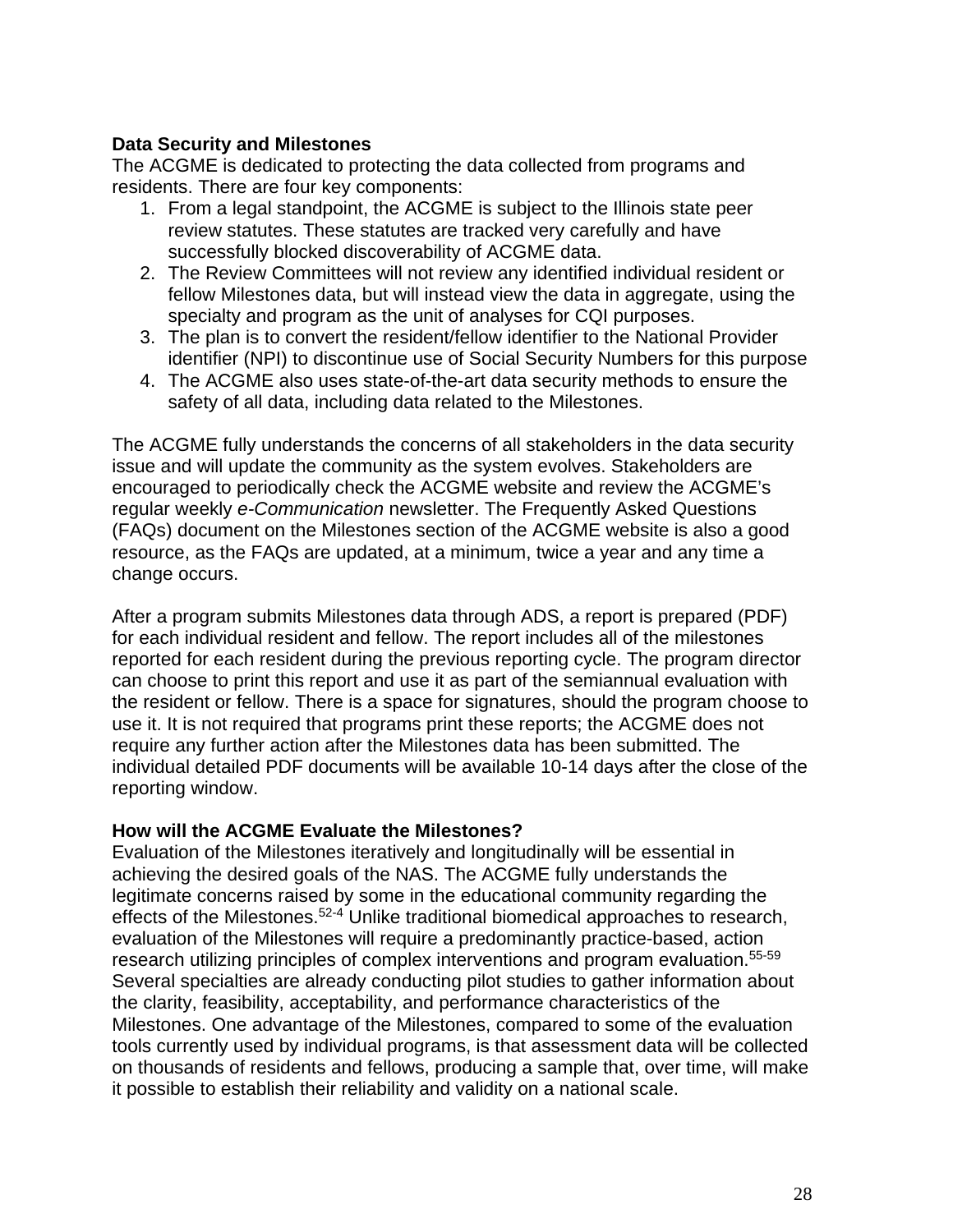**Data Security and Milestones**

The ACGME is dedicated to protecting the data collected from programs and residents. There are four key components:

1. From a legal standpoint, the ACGME is subject to the Illinois state peer review statutes. These statutes are tracked very carefully and have successfully blocked discoverability of ACGME data.
2. The Review Committees will not review any identified individual resident or fellow Milestones data, but will instead view the data in aggregate, using the specialty and program as the unit of analyses for CQI purposes.
3. The plan is to convert the resident/fellow identifier to the National Provider identifier (NPI) to discontinue use of Social Security Numbers for this purpose
4. The ACGME also uses state-of-the-art data security methods to ensure the safety of all data, including data related to the Milestones.

The ACGME fully understands the concerns of all stakeholders in the data security issue and will update the community as the system evolves. Stakeholders are encouraged to periodically check the ACGME website and review the ACGME's regular weekly *e-Communication* newsletter. The Frequently Asked Questions (FAQs) document on the Milestones section of the ACGME website is also a good resource, as the FAQs are updated, at a minimum, twice a year and any time a change occurs.

After a program submits Milestones data through ADS, a report is prepared (PDF) for each individual resident and fellow. The report includes all of the milestones reported for each resident during the previous reporting cycle. The program director can choose to print this report and use it as part of the semiannual evaluation with the resident or fellow. There is a space for signatures, should the program choose to use it. It is not required that programs print these reports; the ACGME does not require any further action after the Milestones data has been submitted. The individual detailed PDF documents will be available 10-14 days after the close of the reporting window.

**How will the ACGME Evaluate the Milestones?**

Evaluation of the Milestones iteratively and longitudinally will be essential in achieving the desired goals of the NAS. The ACGME fully understands the legitimate concerns raised by some in the educational community regarding the effects of the Milestones.[52-4] Unlike traditional biomedical approaches to research, evaluation of the Milestones will require a predominantly practice-based, action research utilizing principles of complex interventions and program evaluation.[55-59] Several specialties are already conducting pilot studies to gather information about the clarity, feasibility, acceptability, and performance characteristics of the Milestones. One advantage of the Milestones, compared to some of the evaluation tools currently used by individual programs, is that assessment data will be collected on thousands of residents and fellows, producing a sample that, over time, will make it possible to establish their reliability and validity on a national scale.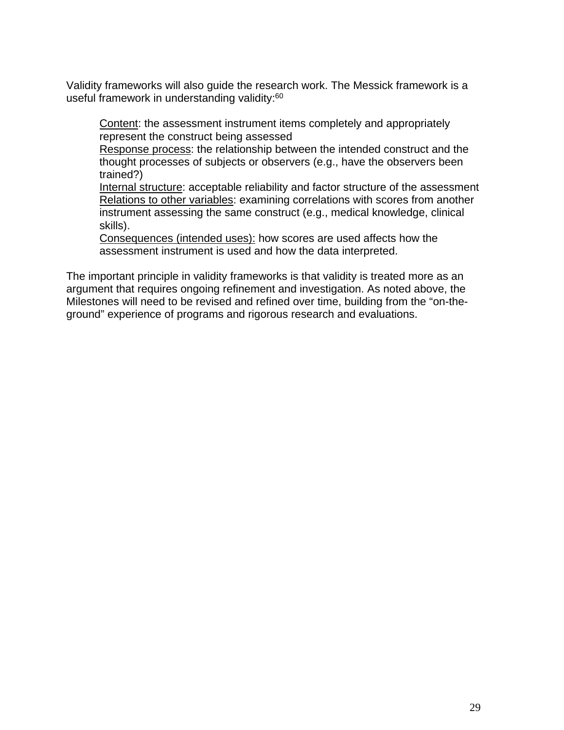Validity frameworks will also guide the research work. The Messick framework is a useful framework in understanding validity:[60]

> <u>Content</u>: the assessment instrument items completely and appropriately represent the construct being assessed
> <u>Response process</u>: the relationship between the intended construct and the thought processes of subjects or observers (e.g., have the observers been trained?)
> <u>Internal structure</u>: acceptable reliability and factor structure of the assessment
> <u>Relations to other variables</u>: examining correlations with scores from another instrument assessing the same construct (e.g., medical knowledge, clinical skills).
> <u>Consequences (intended uses):</u> how scores are used affects how the assessment instrument is used and how the data interpreted.

The important principle in validity frameworks is that validity is treated more as an argument that requires ongoing refinement and investigation. As noted above, the Milestones will need to be revised and refined over time, building from the "on-the-ground" experience of programs and rigorous research and evaluations.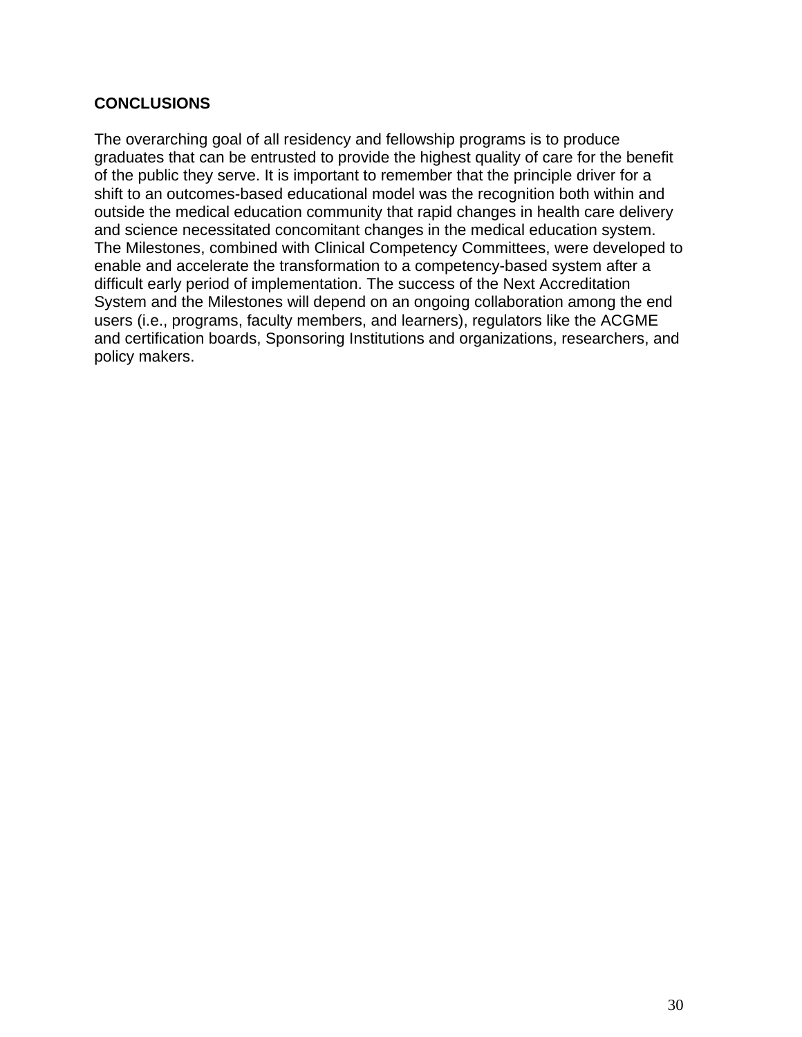## CONCLUSIONS

The overarching goal of all residency and fellowship programs is to produce graduates that can be entrusted to provide the highest quality of care for the benefit of the public they serve. It is important to remember that the principle driver for a shift to an outcomes-based educational model was the recognition both within and outside the medical education community that rapid changes in health care delivery and science necessitated concomitant changes in the medical education system. The Milestones, combined with Clinical Competency Committees, were developed to enable and accelerate the transformation to a competency-based system after a difficult early period of implementation. The success of the Next Accreditation System and the Milestones will depend on an ongoing collaboration among the end users (i.e., programs, faculty members, and learners), regulators like the ACGME and certification boards, Sponsoring Institutions and organizations, researchers, and policy makers.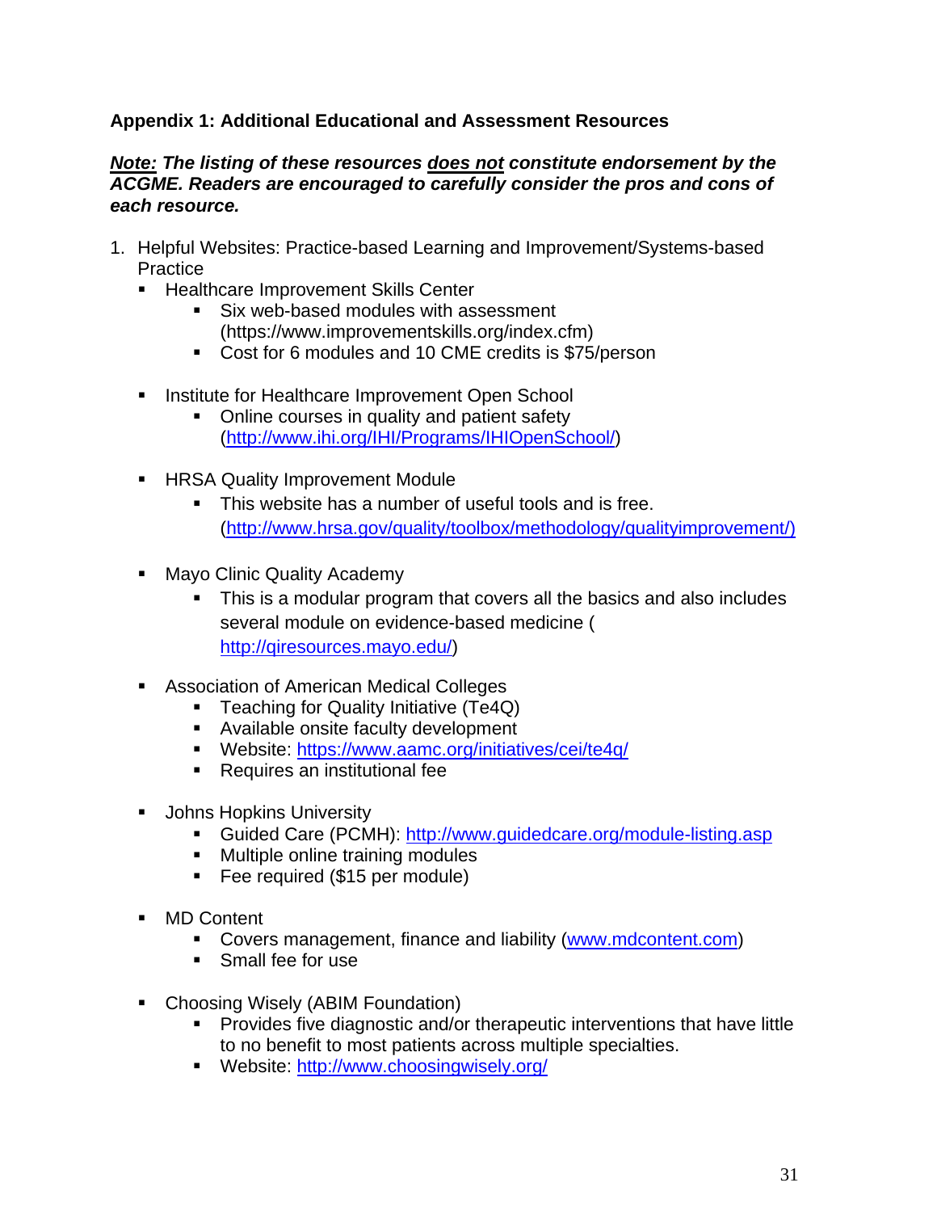**Appendix 1: Additional Educational and Assessment Resources**

***Note:* The listing of these resources *does not* constitute endorsement by the ACGME. Readers are encouraged to carefully consider the pros and cons of each resource.**

1. Helpful Websites: Practice-based Learning and Improvement/Systems-based Practice
   - Healthcare Improvement Skills Center
     - Six web-based modules with assessment (https://www.improvementskills.org/index.cfm)
     - Cost for 6 modules and 10 CME credits is $75/person
   - Institute for Healthcare Improvement Open School
     - Online courses in quality and patient safety (http://www.ihi.org/IHI/Programs/IHIOpenSchool/)
   - HRSA Quality Improvement Module
     - This website has a number of useful tools and is free. (http://www.hrsa.gov/quality/toolbox/methodology/qualityimprovement/)
   - Mayo Clinic Quality Academy
     - This is a modular program that covers all the basics and also includes several module on evidence-based medicine ( http://qiresources.mayo.edu/)
   - Association of American Medical Colleges
     - Teaching for Quality Initiative (Te4Q)
     - Available onsite faculty development
     - Website: https://www.aamc.org/initiatives/cei/te4q/
     - Requires an institutional fee
   - Johns Hopkins University
     - Guided Care (PCMH): http://www.guidedcare.org/module-listing.asp
     - Multiple online training modules
     - Fee required ($15 per module)
   - MD Content
     - Covers management, finance and liability (www.mdcontent.com)
     - Small fee for use
   - Choosing Wisely (ABIM Foundation)
     - Provides five diagnostic and/or therapeutic interventions that have little to no benefit to most patients across multiple specialties.
     - Website: http://www.choosingwisely.org/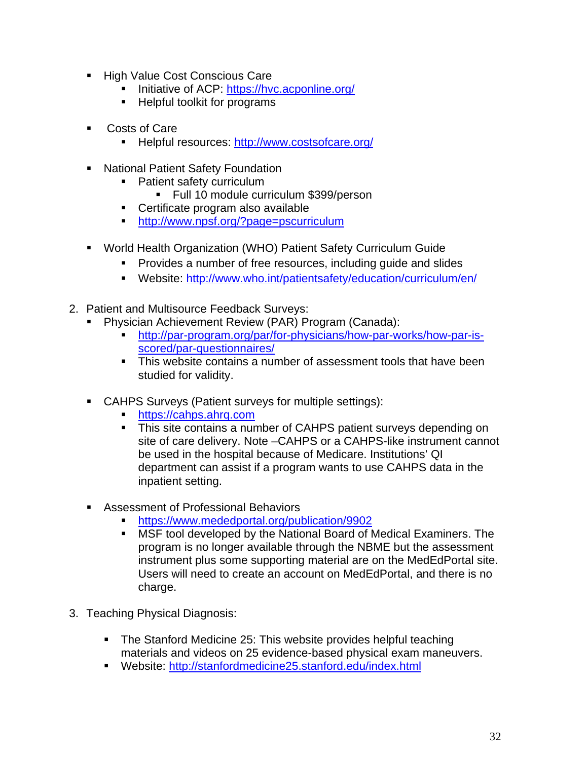- High Value Cost Conscious Care
    - Initiative of ACP: [https://hvc.acponline.org/](https://hvc.acponline.org/)
    - Helpful toolkit for programs

- Costs of Care
    - Helpful resources: [http://www.costsofcare.org/](http://www.costsofcare.org/)

- National Patient Safety Foundation
    - Patient safety curriculum
        - Full 10 module curriculum $399/person
    - Certificate program also available
    - [http://www.npsf.org/?page=pscurriculum](http://www.npsf.org/?page=pscurriculum)

- World Health Organization (WHO) Patient Safety Curriculum Guide
    - Provides a number of free resources, including guide and slides
    - Website: [http://www.who.int/patientsafety/education/curriculum/en/](http://www.who.int/patientsafety/education/curriculum/en/)

2. Patient and Multisource Feedback Surveys:
    - Physician Achievement Review (PAR) Program (Canada):
        - [http://par-program.org/par/for-physicians/how-par-works/how-par-is-scored/par-questionnaires/](http://par-program.org/par/for-physicians/how-par-works/how-par-is-scored/par-questionnaires/)
        - This website contains a number of assessment tools that have been studied for validity.

    - CAHPS Surveys (Patient surveys for multiple settings):
        - [https://cahps.ahrq.com](https://cahps.ahrq.com)
        - This site contains a number of CAHPS patient surveys depending on site of care delivery. Note –CAHPS or a CAHPS-like instrument cannot be used in the hospital because of Medicare. Institutions' QI department can assist if a program wants to use CAHPS data in the inpatient setting.

    - Assessment of Professional Behaviors
        - [https://www.mededportal.org/publication/9902](https://www.mededportal.org/publication/9902)
        - MSF tool developed by the National Board of Medical Examiners. The program is no longer available through the NBME but the assessment instrument plus some supporting material are on the MedEdPortal site. Users will need to create an account on MedEdPortal, and there is no charge.

3. Teaching Physical Diagnosis:

    - The Stanford Medicine 25: This website provides helpful teaching materials and videos on 25 evidence-based physical exam maneuvers.
    - Website: [http://stanfordmedicine25.stanford.edu/index.html](http://stanfordmedicine25.stanford.edu/index.html)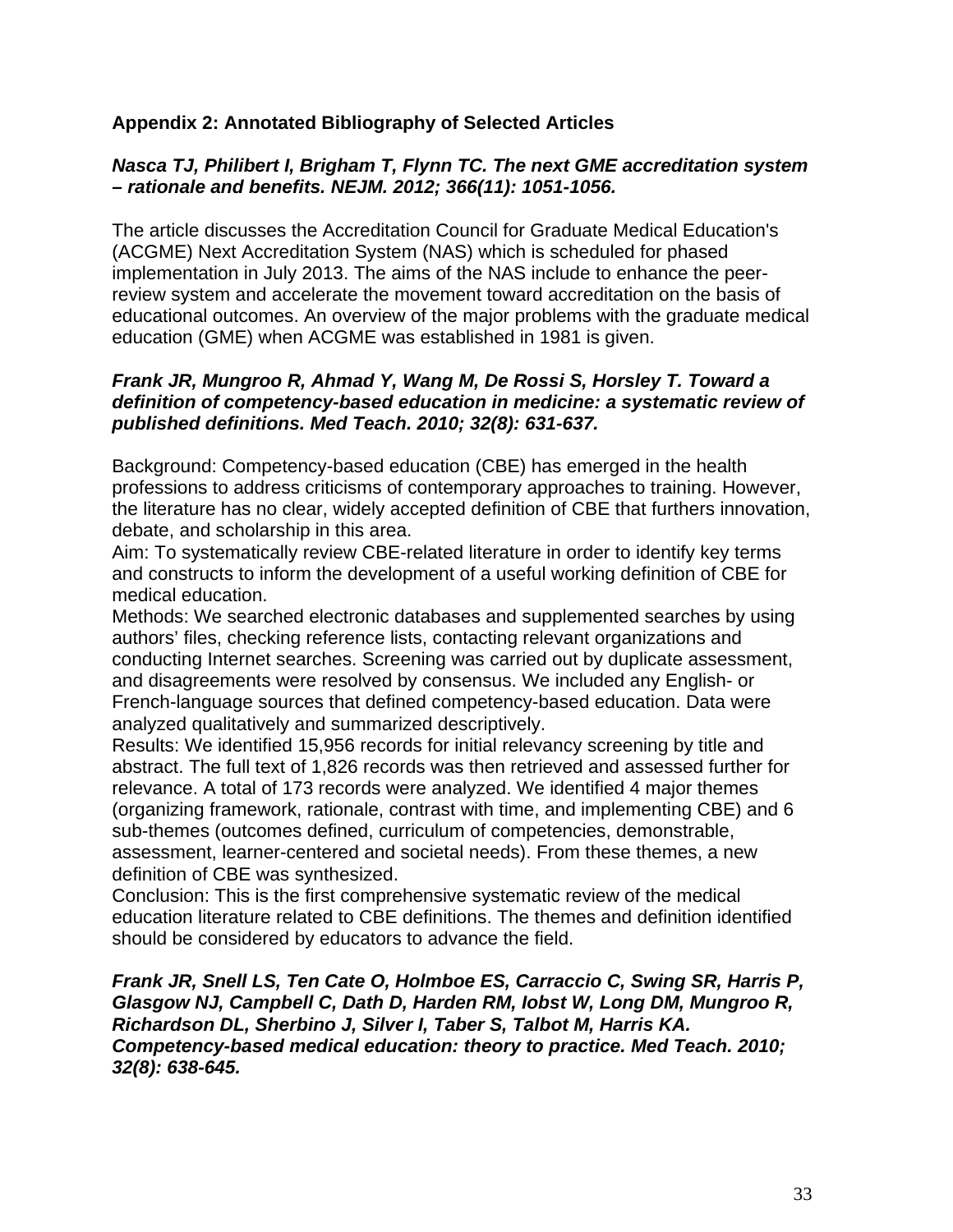**Appendix 2: Annotated Bibliography of Selected Articles**

***Nasca TJ, Philibert I, Brigham T, Flynn TC. The next GME accreditation system – rationale and benefits. NEJM. 2012; 366(11): 1051-1056.***

The article discusses the Accreditation Council for Graduate Medical Education's (ACGME) Next Accreditation System (NAS) which is scheduled for phased implementation in July 2013. The aims of the NAS include to enhance the peer-review system and accelerate the movement toward accreditation on the basis of educational outcomes. An overview of the major problems with the graduate medical education (GME) when ACGME was established in 1981 is given.

***Frank JR, Mungroo R, Ahmad Y, Wang M, De Rossi S, Horsley T. Toward a definition of competency-based education in medicine: a systematic review of published definitions. Med Teach. 2010; 32(8): 631-637.***

Background: Competency-based education (CBE) has emerged in the health professions to address criticisms of contemporary approaches to training. However, the literature has no clear, widely accepted definition of CBE that furthers innovation, debate, and scholarship in this area.
Aim: To systematically review CBE-related literature in order to identify key terms and constructs to inform the development of a useful working definition of CBE for medical education.
Methods: We searched electronic databases and supplemented searches by using authors' files, checking reference lists, contacting relevant organizations and conducting Internet searches. Screening was carried out by duplicate assessment, and disagreements were resolved by consensus. We included any English- or French-language sources that defined competency-based education. Data were analyzed qualitatively and summarized descriptively.
Results: We identified 15,956 records for initial relevancy screening by title and abstract. The full text of 1,826 records was then retrieved and assessed further for relevance. A total of 173 records were analyzed. We identified 4 major themes (organizing framework, rationale, contrast with time, and implementing CBE) and 6 sub-themes (outcomes defined, curriculum of competencies, demonstrable, assessment, learner-centered and societal needs). From these themes, a new definition of CBE was synthesized.
Conclusion: This is the first comprehensive systematic review of the medical education literature related to CBE definitions. The themes and definition identified should be considered by educators to advance the field.

***Frank JR, Snell LS, Ten Cate O, Holmboe ES, Carraccio C, Swing SR, Harris P, Glasgow NJ, Campbell C, Dath D, Harden RM, Iobst W, Long DM, Mungroo R, Richardson DL, Sherbino J, Silver I, Taber S, Talbot M, Harris KA. Competency-based medical education: theory to practice. Med Teach. 2010; 32(8): 638-645.***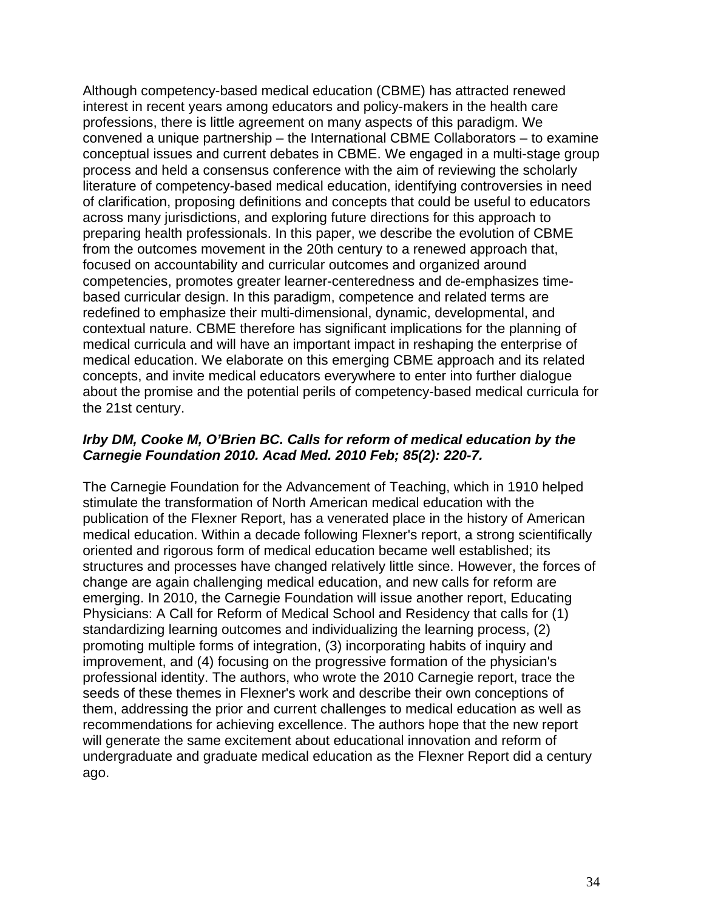Although competency-based medical education (CBME) has attracted renewed interest in recent years among educators and policy-makers in the health care professions, there is little agreement on many aspects of this paradigm. We convened a unique partnership – the International CBME Collaborators – to examine conceptual issues and current debates in CBME. We engaged in a multi-stage group process and held a consensus conference with the aim of reviewing the scholarly literature of competency-based medical education, identifying controversies in need of clarification, proposing definitions and concepts that could be useful to educators across many jurisdictions, and exploring future directions for this approach to preparing health professionals. In this paper, we describe the evolution of CBME from the outcomes movement in the 20th century to a renewed approach that, focused on accountability and curricular outcomes and organized around competencies, promotes greater learner-centeredness and de-emphasizes time-based curricular design. In this paradigm, competence and related terms are redefined to emphasize their multi-dimensional, dynamic, developmental, and contextual nature. CBME therefore has significant implications for the planning of medical curricula and will have an important impact in reshaping the enterprise of medical education. We elaborate on this emerging CBME approach and its related concepts, and invite medical educators everywhere to enter into further dialogue about the promise and the potential perils of competency-based medical curricula for the 21st century.

***Irby DM, Cooke M, O'Brien BC. Calls for reform of medical education by the Carnegie Foundation 2010. Acad Med. 2010 Feb; 85(2): 220-7.***

The Carnegie Foundation for the Advancement of Teaching, which in 1910 helped stimulate the transformation of North American medical education with the publication of the Flexner Report, has a venerated place in the history of American medical education. Within a decade following Flexner's report, a strong scientifically oriented and rigorous form of medical education became well established; its structures and processes have changed relatively little since. However, the forces of change are again challenging medical education, and new calls for reform are emerging. In 2010, the Carnegie Foundation will issue another report, Educating Physicians: A Call for Reform of Medical School and Residency that calls for (1) standardizing learning outcomes and individualizing the learning process, (2) promoting multiple forms of integration, (3) incorporating habits of inquiry and improvement, and (4) focusing on the progressive formation of the physician's professional identity. The authors, who wrote the 2010 Carnegie report, trace the seeds of these themes in Flexner's work and describe their own conceptions of them, addressing the prior and current challenges to medical education as well as recommendations for achieving excellence. The authors hope that the new report will generate the same excitement about educational innovation and reform of undergraduate and graduate medical education as the Flexner Report did a century ago.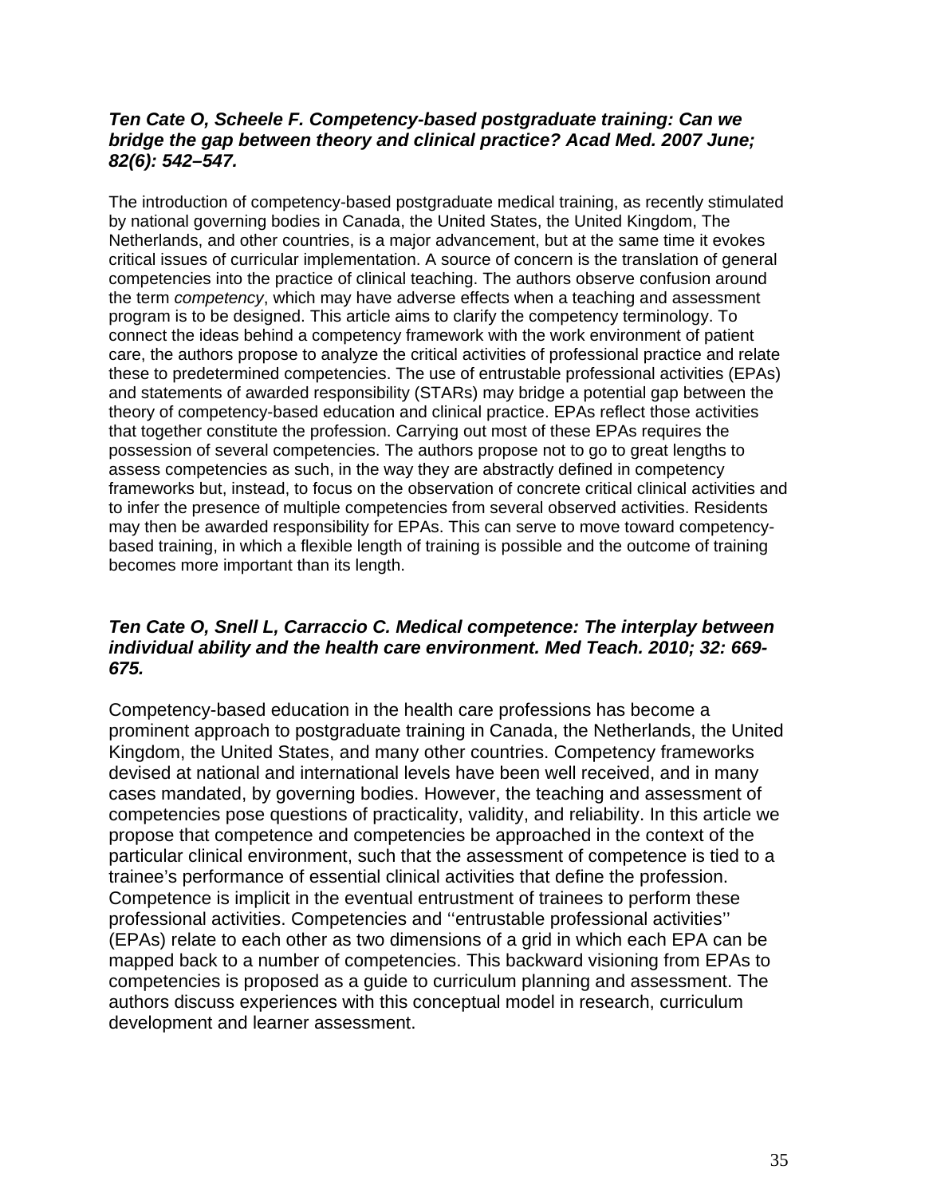***Ten Cate O, Scheele F. Competency-based postgraduate training: Can we bridge the gap between theory and clinical practice? Acad Med. 2007 June; 82(6): 542–547.***

The introduction of competency-based postgraduate medical training, as recently stimulated by national governing bodies in Canada, the United States, the United Kingdom, The Netherlands, and other countries, is a major advancement, but at the same time it evokes critical issues of curricular implementation. A source of concern is the translation of general competencies into the practice of clinical teaching. The authors observe confusion around the term *competency*, which may have adverse effects when a teaching and assessment program is to be designed. This article aims to clarify the competency terminology. To connect the ideas behind a competency framework with the work environment of patient care, the authors propose to analyze the critical activities of professional practice and relate these to predetermined competencies. The use of entrustable professional activities (EPAs) and statements of awarded responsibility (STARs) may bridge a potential gap between the theory of competency-based education and clinical practice. EPAs reflect those activities that together constitute the profession. Carrying out most of these EPAs requires the possession of several competencies. The authors propose not to go to great lengths to assess competencies as such, in the way they are abstractly defined in competency frameworks but, instead, to focus on the observation of concrete critical clinical activities and to infer the presence of multiple competencies from several observed activities. Residents may then be awarded responsibility for EPAs. This can serve to move toward competency-based training, in which a flexible length of training is possible and the outcome of training becomes more important than its length.

***Ten Cate O, Snell L, Carraccio C. Medical competence: The interplay between individual ability and the health care environment. Med Teach. 2010; 32: 669-675.***

Competency-based education in the health care professions has become a prominent approach to postgraduate training in Canada, the Netherlands, the United Kingdom, the United States, and many other countries. Competency frameworks devised at national and international levels have been well received, and in many cases mandated, by governing bodies. However, the teaching and assessment of competencies pose questions of practicality, validity, and reliability. In this article we propose that competence and competencies be approached in the context of the particular clinical environment, such that the assessment of competence is tied to a trainee's performance of essential clinical activities that define the profession. Competence is implicit in the eventual entrustment of trainees to perform these professional activities. Competencies and ''entrustable professional activities'' (EPAs) relate to each other as two dimensions of a grid in which each EPA can be mapped back to a number of competencies. This backward visioning from EPAs to competencies is proposed as a guide to curriculum planning and assessment. The authors discuss experiences with this conceptual model in research, curriculum development and learner assessment.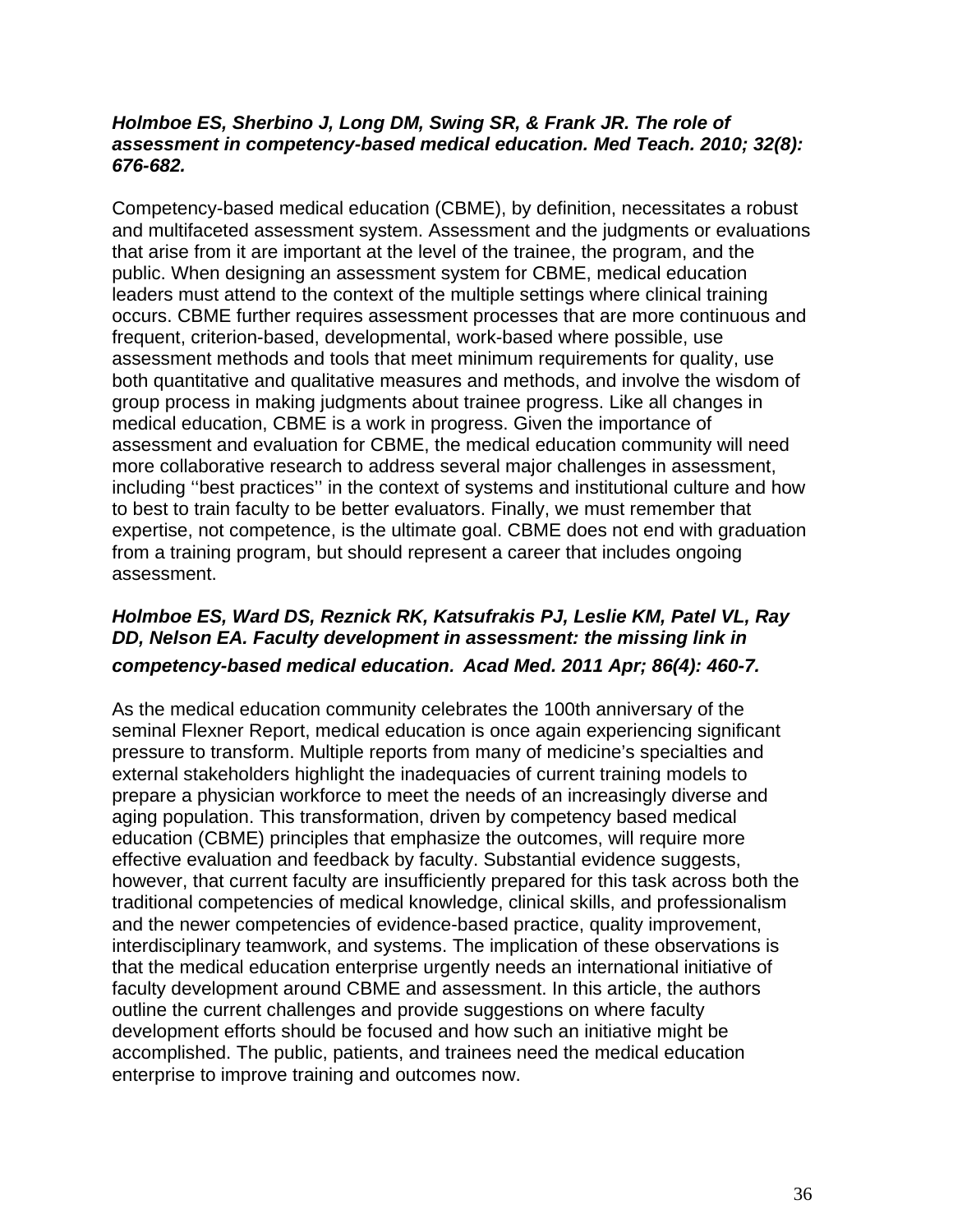***Holmboe ES, Sherbino J, Long DM, Swing SR, & Frank JR. The role of assessment in competency-based medical education. Med Teach. 2010; 32(8): 676-682.***

Competency-based medical education (CBME), by definition, necessitates a robust and multifaceted assessment system. Assessment and the judgments or evaluations that arise from it are important at the level of the trainee, the program, and the public. When designing an assessment system for CBME, medical education leaders must attend to the context of the multiple settings where clinical training occurs. CBME further requires assessment processes that are more continuous and frequent, criterion-based, developmental, work-based where possible, use assessment methods and tools that meet minimum requirements for quality, use both quantitative and qualitative measures and methods, and involve the wisdom of group process in making judgments about trainee progress. Like all changes in medical education, CBME is a work in progress. Given the importance of assessment and evaluation for CBME, the medical education community will need more collaborative research to address several major challenges in assessment, including ''best practices'' in the context of systems and institutional culture and how to best to train faculty to be better evaluators. Finally, we must remember that expertise, not competence, is the ultimate goal. CBME does not end with graduation from a training program, but should represent a career that includes ongoing assessment.

***Holmboe ES, Ward DS, Reznick RK, Katsufrakis PJ, Leslie KM, Patel VL, Ray DD, Nelson EA. Faculty development in assessment: the missing link in competency-based medical education. Acad Med. 2011 Apr; 86(4): 460-7.***

As the medical education community celebrates the 100th anniversary of the seminal Flexner Report, medical education is once again experiencing significant pressure to transform. Multiple reports from many of medicine's specialties and external stakeholders highlight the inadequacies of current training models to prepare a physician workforce to meet the needs of an increasingly diverse and aging population. This transformation, driven by competency based medical education (CBME) principles that emphasize the outcomes, will require more effective evaluation and feedback by faculty. Substantial evidence suggests, however, that current faculty are insufficiently prepared for this task across both the traditional competencies of medical knowledge, clinical skills, and professionalism and the newer competencies of evidence-based practice, quality improvement, interdisciplinary teamwork, and systems. The implication of these observations is that the medical education enterprise urgently needs an international initiative of faculty development around CBME and assessment. In this article, the authors outline the current challenges and provide suggestions on where faculty development efforts should be focused and how such an initiative might be accomplished. The public, patients, and trainees need the medical education enterprise to improve training and outcomes now.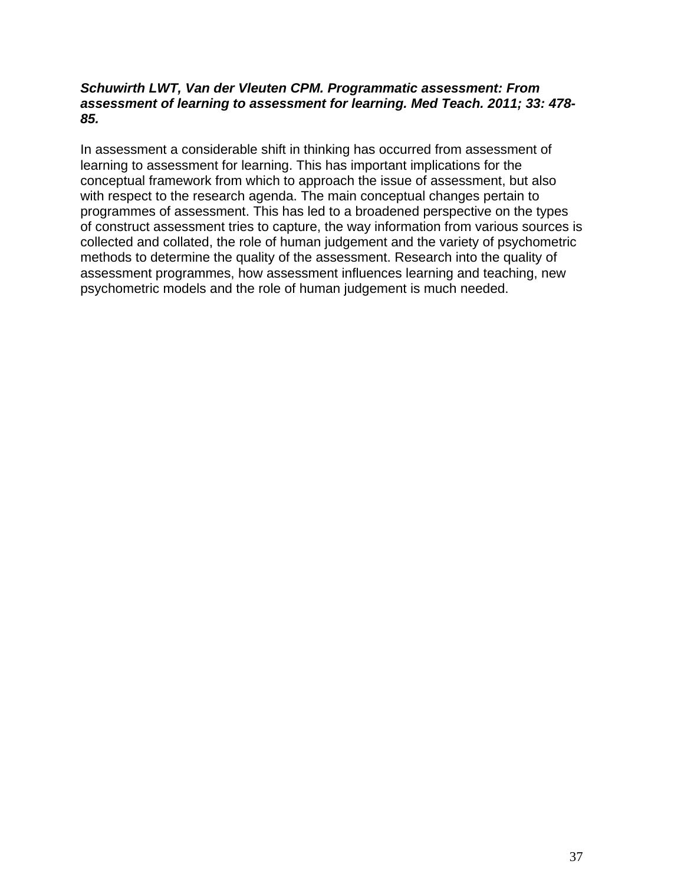***Schuwirth LWT, Van der Vleuten CPM. Programmatic assessment: From assessment of learning to assessment for learning. Med Teach. 2011; 33: 478-85.***

In assessment a considerable shift in thinking has occurred from assessment of learning to assessment for learning. This has important implications for the conceptual framework from which to approach the issue of assessment, but also with respect to the research agenda. The main conceptual changes pertain to programmes of assessment. This has led to a broadened perspective on the types of construct assessment tries to capture, the way information from various sources is collected and collated, the role of human judgement and the variety of psychometric methods to determine the quality of the assessment. Research into the quality of assessment programmes, how assessment influences learning and teaching, new psychometric models and the role of human judgement is much needed.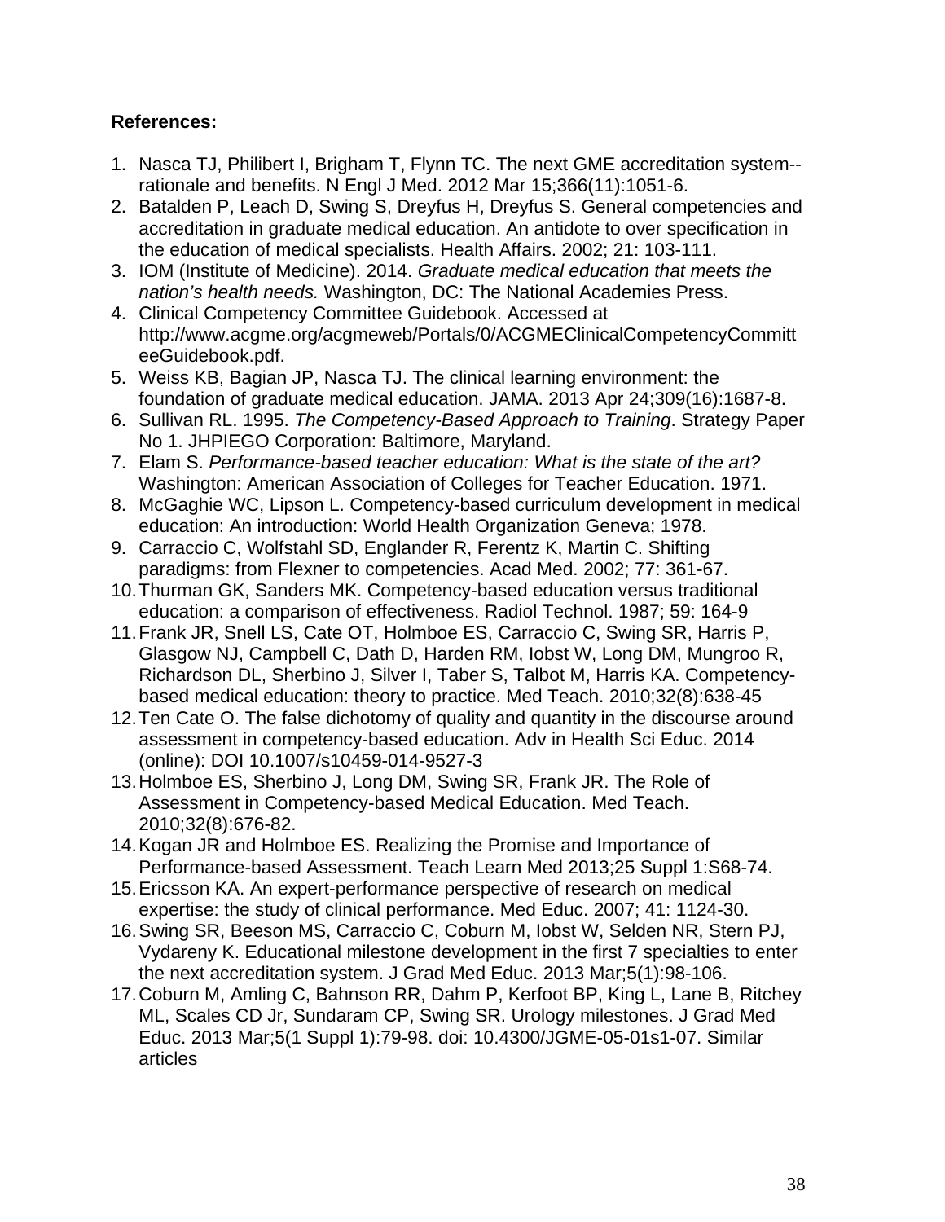**References:**

1. Nasca TJ, Philibert I, Brigham T, Flynn TC. The next GME accreditation system--rationale and benefits. N Engl J Med. 2012 Mar 15;366(11):1051-6.
2. Batalden P, Leach D, Swing S, Dreyfus H, Dreyfus S. General competencies and accreditation in graduate medical education. An antidote to over specification in the education of medical specialists. Health Affairs. 2002; 21: 103-111.
3. IOM (Institute of Medicine). 2014. *Graduate medical education that meets the nation's health needs.* Washington, DC: The National Academies Press.
4. Clinical Competency Committee Guidebook. Accessed at http://www.acgme.org/acgmeweb/Portals/0/ACGMEClinicalCompetencyCommitteeGuidebook.pdf.
5. Weiss KB, Bagian JP, Nasca TJ. The clinical learning environment: the foundation of graduate medical education. JAMA. 2013 Apr 24;309(16):1687-8.
6. Sullivan RL. 1995. *The Competency-Based Approach to Training*. Strategy Paper No 1. JHPIEGO Corporation: Baltimore, Maryland.
7. Elam S. *Performance-based teacher education: What is the state of the art?* Washington: American Association of Colleges for Teacher Education. 1971.
8. McGaghie WC, Lipson L. Competency-based curriculum development in medical education: An introduction: World Health Organization Geneva; 1978.
9. Carraccio C, Wolfstahl SD, Englander R, Ferentz K, Martin C. Shifting paradigms: from Flexner to competencies. Acad Med. 2002; 77: 361-67.
10. Thurman GK, Sanders MK. Competency-based education versus traditional education: a comparison of effectiveness. Radiol Technol. 1987; 59: 164-9
11. Frank JR, Snell LS, Cate OT, Holmboe ES, Carraccio C, Swing SR, Harris P, Glasgow NJ, Campbell C, Dath D, Harden RM, Iobst W, Long DM, Mungroo R, Richardson DL, Sherbino J, Silver I, Taber S, Talbot M, Harris KA. Competency-based medical education: theory to practice. Med Teach. 2010;32(8):638-45
12. Ten Cate O. The false dichotomy of quality and quantity in the discourse around assessment in competency-based education. Adv in Health Sci Educ. 2014 (online): DOI 10.1007/s10459-014-9527-3
13. Holmboe ES, Sherbino J, Long DM, Swing SR, Frank JR. The Role of Assessment in Competency-based Medical Education. Med Teach. 2010;32(8):676-82.
14. Kogan JR and Holmboe ES. Realizing the Promise and Importance of Performance-based Assessment. Teach Learn Med 2013;25 Suppl 1:S68-74.
15. Ericsson KA. An expert-performance perspective of research on medical expertise: the study of clinical performance. Med Educ. 2007; 41: 1124-30.
16. Swing SR, Beeson MS, Carraccio C, Coburn M, Iobst W, Selden NR, Stern PJ, Vydareny K. Educational milestone development in the first 7 specialties to enter the next accreditation system. J Grad Med Educ. 2013 Mar;5(1):98-106.
17. Coburn M, Amling C, Bahnson RR, Dahm P, Kerfoot BP, King L, Lane B, Ritchey ML, Scales CD Jr, Sundaram CP, Swing SR. Urology milestones. J Grad Med Educ. 2013 Mar;5(1 Suppl 1):79-98. doi: 10.4300/JGME-05-01s1-07. Similar articles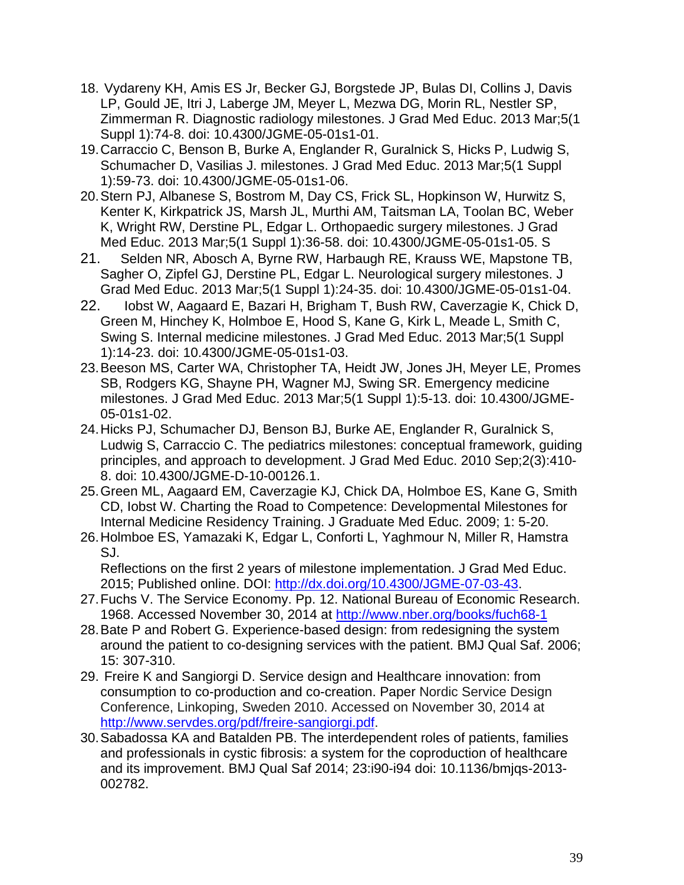18. Vydareny KH, Amis ES Jr, Becker GJ, Borgstede JP, Bulas DI, Collins J, Davis LP, Gould JE, Itri J, Laberge JM, Meyer L, Mezwa DG, Morin RL, Nestler SP, Zimmerman R. Diagnostic radiology milestones. J Grad Med Educ. 2013 Mar;5(1 Suppl 1):74-8. doi: 10.4300/JGME-05-01s1-01.
19. Carraccio C, Benson B, Burke A, Englander R, Guralnick S, Hicks P, Ludwig S, Schumacher D, Vasilias J. milestones. J Grad Med Educ. 2013 Mar;5(1 Suppl 1):59-73. doi: 10.4300/JGME-05-01s1-06.
20. Stern PJ, Albanese S, Bostrom M, Day CS, Frick SL, Hopkinson W, Hurwitz S, Kenter K, Kirkpatrick JS, Marsh JL, Murthi AM, Taitsman LA, Toolan BC, Weber K, Wright RW, Derstine PL, Edgar L. Orthopaedic surgery milestones. J Grad Med Educ. 2013 Mar;5(1 Suppl 1):36-58. doi: 10.4300/JGME-05-01s1-05. S
21. Selden NR, Abosch A, Byrne RW, Harbaugh RE, Krauss WE, Mapstone TB, Sagher O, Zipfel GJ, Derstine PL, Edgar L. Neurological surgery milestones. J Grad Med Educ. 2013 Mar;5(1 Suppl 1):24-35. doi: 10.4300/JGME-05-01s1-04.
22. Iobst W, Aagaard E, Bazari H, Brigham T, Bush RW, Caverzagie K, Chick D, Green M, Hinchey K, Holmboe E, Hood S, Kane G, Kirk L, Meade L, Smith C, Swing S. Internal medicine milestones. J Grad Med Educ. 2013 Mar;5(1 Suppl 1):14-23. doi: 10.4300/JGME-05-01s1-03.
23. Beeson MS, Carter WA, Christopher TA, Heidt JW, Jones JH, Meyer LE, Promes SB, Rodgers KG, Shayne PH, Wagner MJ, Swing SR. Emergency medicine milestones. J Grad Med Educ. 2013 Mar;5(1 Suppl 1):5-13. doi: 10.4300/JGME-05-01s1-02.
24. Hicks PJ, Schumacher DJ, Benson BJ, Burke AE, Englander R, Guralnick S, Ludwig S, Carraccio C. The pediatrics milestones: conceptual framework, guiding principles, and approach to development. J Grad Med Educ. 2010 Sep;2(3):410-8. doi: 10.4300/JGME-D-10-00126.1.
25. Green ML, Aagaard EM, Caverzagie KJ, Chick DA, Holmboe ES, Kane G, Smith CD, Iobst W. Charting the Road to Competence: Developmental Milestones for Internal Medicine Residency Training. J Graduate Med Educ. 2009; 1: 5-20.
26. Holmboe ES, Yamazaki K, Edgar L, Conforti L, Yaghmour N, Miller R, Hamstra SJ.
Reflections on the first 2 years of milestone implementation. J Grad Med Educ. 2015; Published online. DOI: http://dx.doi.org/10.4300/JGME-07-03-43.
27. Fuchs V. The Service Economy. Pp. 12. National Bureau of Economic Research. 1968. Accessed November 30, 2014 at http://www.nber.org/books/fuch68-1
28. Bate P and Robert G. Experience-based design: from redesigning the system around the patient to co-designing services with the patient. BMJ Qual Saf. 2006; 15: 307-310.
29. Freire K and Sangiorgi D. Service design and Healthcare innovation: from consumption to co-production and co-creation. Paper Nordic Service Design Conference, Linkoping, Sweden 2010. Accessed on November 30, 2014 at http://www.servdes.org/pdf/freire-sangiorgi.pdf.
30. Sabadossa KA and Batalden PB. The interdependent roles of patients, families and professionals in cystic fibrosis: a system for the coproduction of healthcare and its improvement. BMJ Qual Saf 2014; 23:i90-i94 doi: 10.1136/bmjqs-2013-002782.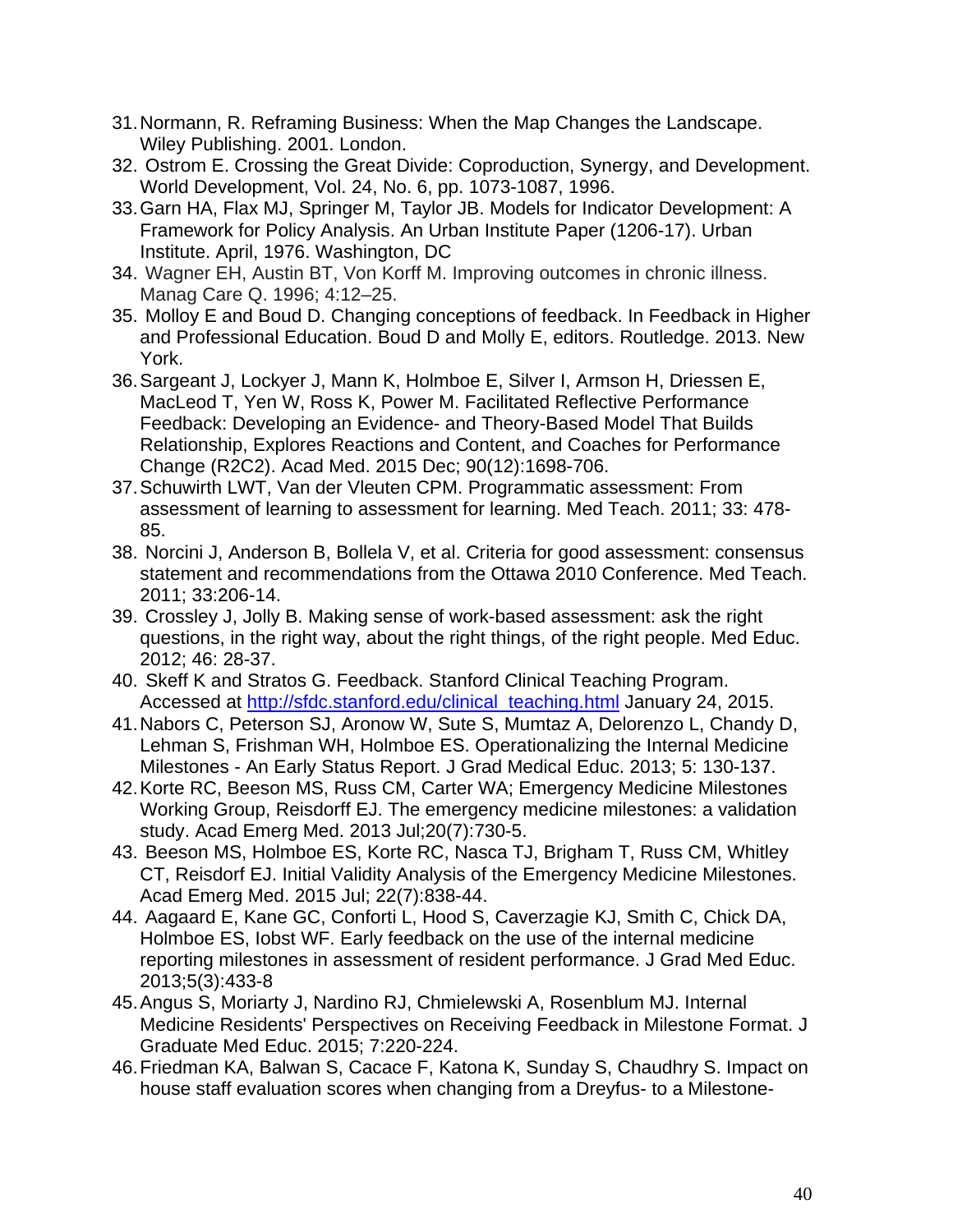31. Normann, R. Reframing Business: When the Map Changes the Landscape. Wiley Publishing. 2001. London.
32. Ostrom E. Crossing the Great Divide: Coproduction, Synergy, and Development. World Development, Vol. 24, No. 6, pp. 1073-1087, 1996.
33. Garn HA, Flax MJ, Springer M, Taylor JB. Models for Indicator Development: A Framework for Policy Analysis. An Urban Institute Paper (1206-17). Urban Institute. April, 1976. Washington, DC
34. Wagner EH, Austin BT, Von Korff M. Improving outcomes in chronic illness. Manag Care Q. 1996; 4:12–25.
35. Molloy E and Boud D. Changing conceptions of feedback. In Feedback in Higher and Professional Education. Boud D and Molly E, editors. Routledge. 2013. New York.
36. Sargeant J, Lockyer J, Mann K, Holmboe E, Silver I, Armson H, Driessen E, MacLeod T, Yen W, Ross K, Power M. Facilitated Reflective Performance Feedback: Developing an Evidence- and Theory-Based Model That Builds Relationship, Explores Reactions and Content, and Coaches for Performance Change (R2C2). Acad Med. 2015 Dec; 90(12):1698-706.
37. Schuwirth LWT, Van der Vleuten CPM. Programmatic assessment: From assessment of learning to assessment for learning. Med Teach. 2011; 33: 478-85.
38. Norcini J, Anderson B, Bollela V, et al. Criteria for good assessment: consensus statement and recommendations from the Ottawa 2010 Conference. Med Teach. 2011; 33:206-14.
39. Crossley J, Jolly B. Making sense of work-based assessment: ask the right questions, in the right way, about the right things, of the right people. Med Educ. 2012; 46: 28-37.
40. Skeff K and Stratos G. Feedback. Stanford Clinical Teaching Program. Accessed at http://sfdc.stanford.edu/clinical_teaching.html January 24, 2015.
41. Nabors C, Peterson SJ, Aronow W, Sute S, Mumtaz A, Delorenzo L, Chandy D, Lehman S, Frishman WH, Holmboe ES. Operationalizing the Internal Medicine Milestones - An Early Status Report. J Grad Medical Educ. 2013; 5: 130-137.
42. Korte RC, Beeson MS, Russ CM, Carter WA; Emergency Medicine Milestones Working Group, Reisdorff EJ. The emergency medicine milestones: a validation study. Acad Emerg Med. 2013 Jul;20(7):730-5.
43. Beeson MS, Holmboe ES, Korte RC, Nasca TJ, Brigham T, Russ CM, Whitley CT, Reisdorf EJ. Initial Validity Analysis of the Emergency Medicine Milestones. Acad Emerg Med. 2015 Jul; 22(7):838-44.
44. Aagaard E, Kane GC, Conforti L, Hood S, Caverzagie KJ, Smith C, Chick DA, Holmboe ES, Iobst WF. Early feedback on the use of the internal medicine reporting milestones in assessment of resident performance. J Grad Med Educ. 2013;5(3):433-8
45. Angus S, Moriarty J, Nardino RJ, Chmielewski A, Rosenblum MJ. Internal Medicine Residents' Perspectives on Receiving Feedback in Milestone Format. J Graduate Med Educ. 2015; 7:220-224.
46. Friedman KA, Balwan S, Cacace F, Katona K, Sunday S, Chaudhry S. Impact on house staff evaluation scores when changing from a Dreyfus- to a Milestone-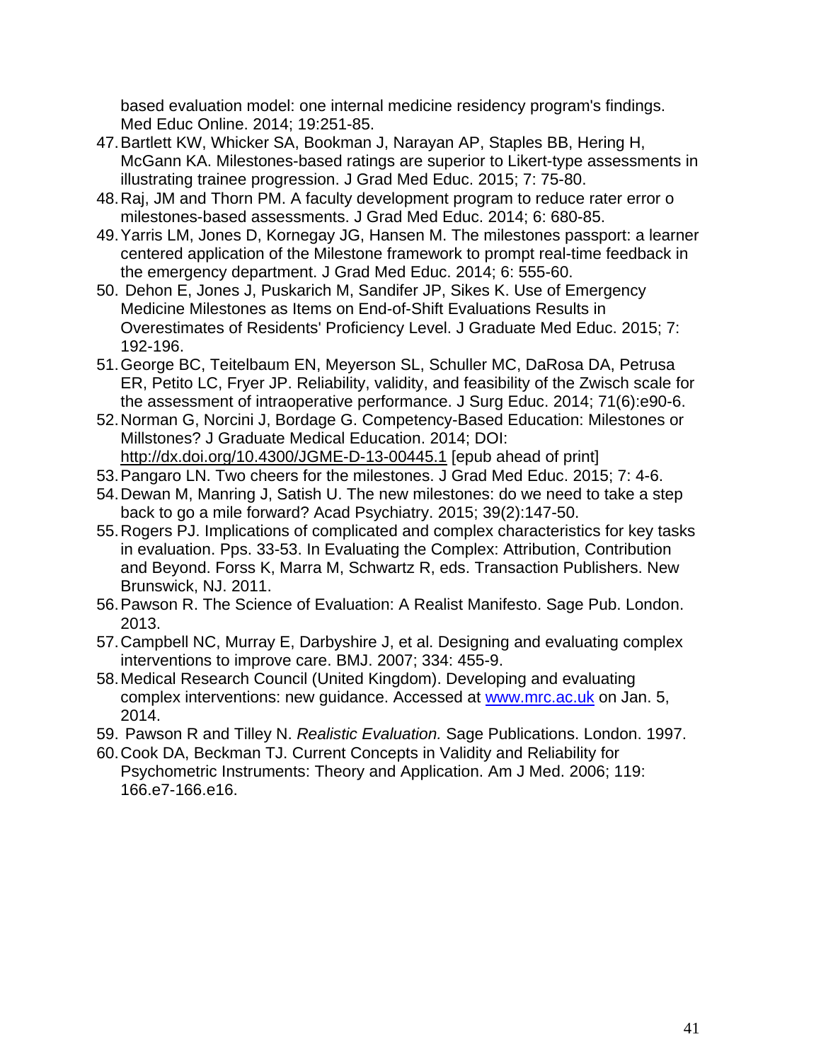based evaluation model: one internal medicine residency program's findings. Med Educ Online. 2014; 19:251-85.

47. Bartlett KW, Whicker SA, Bookman J, Narayan AP, Staples BB, Hering H, McGann KA. Milestones-based ratings are superior to Likert-type assessments in illustrating trainee progression. J Grad Med Educ. 2015; 7: 75-80.
48. Raj, JM and Thorn PM. A faculty development program to reduce rater error o milestones-based assessments. J Grad Med Educ. 2014; 6: 680-85.
49. Yarris LM, Jones D, Kornegay JG, Hansen M. The milestones passport: a learner centered application of the Milestone framework to prompt real-time feedback in the emergency department. J Grad Med Educ. 2014; 6: 555-60.
50. Dehon E, Jones J, Puskarich M, Sandifer JP, Sikes K. Use of Emergency Medicine Milestones as Items on End-of-Shift Evaluations Results in Overestimates of Residents' Proficiency Level. J Graduate Med Educ. 2015; 7: 192-196.
51. George BC, Teitelbaum EN, Meyerson SL, Schuller MC, DaRosa DA, Petrusa ER, Petito LC, Fryer JP. Reliability, validity, and feasibility of the Zwisch scale for the assessment of intraoperative performance. J Surg Educ. 2014; 71(6):e90-6.
52. Norman G, Norcini J, Bordage G. Competency-Based Education: Milestones or Millstones? J Graduate Medical Education. 2014; DOI: http://dx.doi.org/10.4300/JGME-D-13-00445.1 [epub ahead of print]
53. Pangaro LN. Two cheers for the milestones. J Grad Med Educ. 2015; 7: 4-6.
54. Dewan M, Manring J, Satish U. The new milestones: do we need to take a step back to go a mile forward? Acad Psychiatry. 2015; 39(2):147-50.
55. Rogers PJ. Implications of complicated and complex characteristics for key tasks in evaluation. Pps. 33-53. In Evaluating the Complex: Attribution, Contribution and Beyond. Forss K, Marra M, Schwartz R, eds. Transaction Publishers. New Brunswick, NJ. 2011.
56. Pawson R. The Science of Evaluation: A Realist Manifesto. Sage Pub. London. 2013.
57. Campbell NC, Murray E, Darbyshire J, et al. Designing and evaluating complex interventions to improve care. BMJ. 2007; 334: 455-9.
58. Medical Research Council (United Kingdom). Developing and evaluating complex interventions: new guidance. Accessed at www.mrc.ac.uk on Jan. 5, 2014.
59. Pawson R and Tilley N. *Realistic Evaluation.* Sage Publications. London. 1997.
60. Cook DA, Beckman TJ. Current Concepts in Validity and Reliability for Psychometric Instruments: Theory and Application. Am J Med. 2006; 119: 166.e7-166.e16.